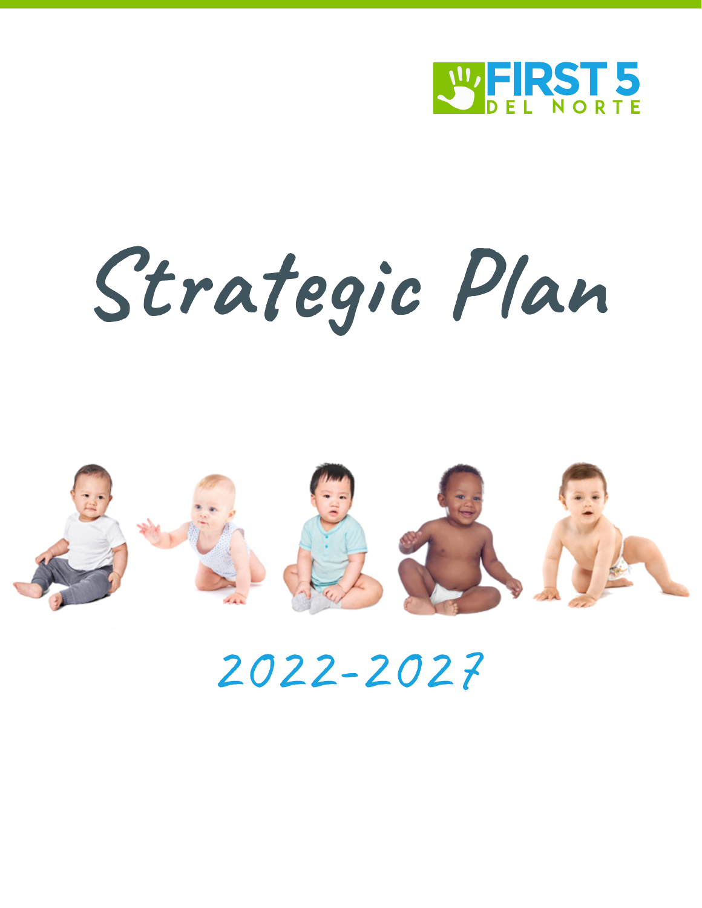FIRST 5 DEL NORTE

# Strategic Plan

2022-2027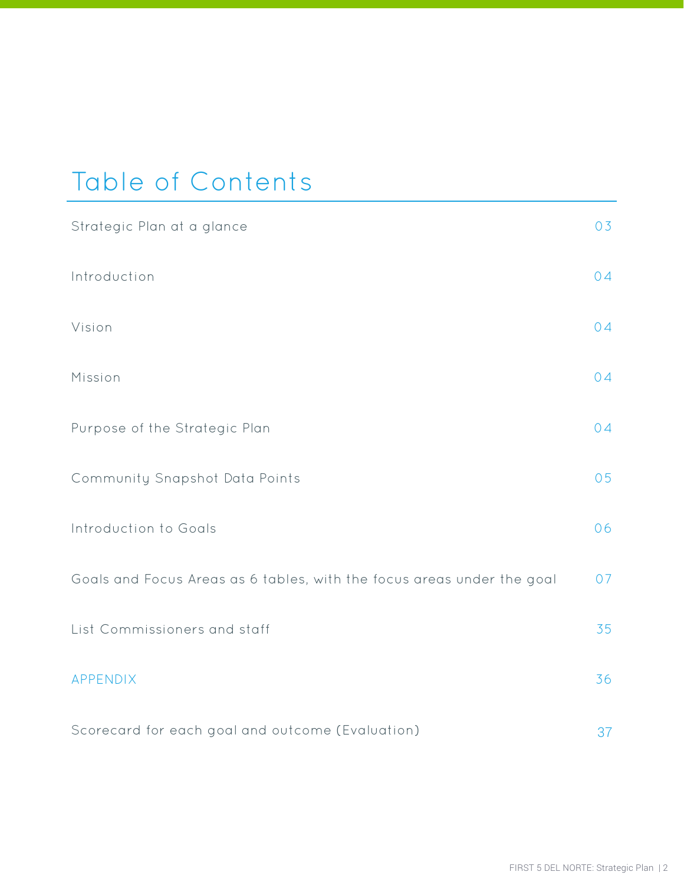# Table of Contents

| | |
|---|---|
| Strategic Plan at a glance | 03 |
| Introduction | 04 |
| Vision | 04 |
| Mission | 04 |
| Purpose of the Strategic Plan | 04 |
| Community Snapshot Data Points | 05 |
| Introduction to Goals | 06 |
| Goals and Focus Areas as 6 tables, with the focus areas under the goal | 07 |
| List Commissioners and staff | 35 |
| APPENDIX | 36 |
| Scorecard for each goal and outcome (Evaluation) | 37 |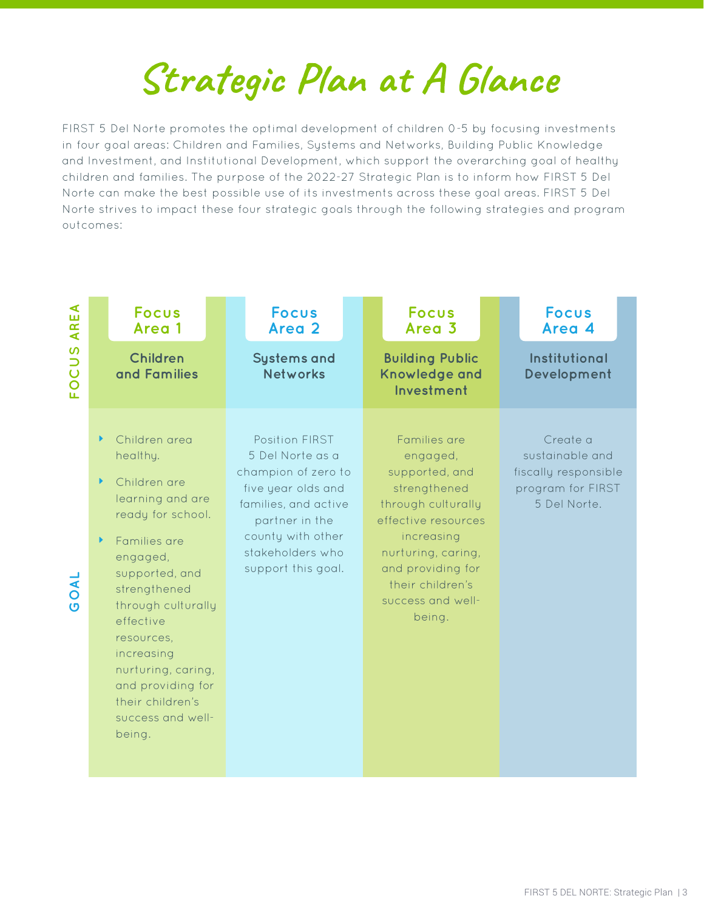# Strategic Plan at A Glance

FIRST 5 Del Norte promotes the optimal development of children 0-5 by focusing investments in four goal areas: Children and Families, Systems and Networks, Building Public Knowledge and Investment, and Institutional Development, which support the overarching goal of healthy children and families. The purpose of the 2022-27 Strategic Plan is to inform how FIRST 5 Del Norte can make the best possible use of its investments across these goal areas. FIRST 5 Del Norte strives to impact these four strategic goals through the following strategies and program outcomes:

| FOCUS AREA | Focus Area 1: Children and Families | Focus Area 2: Systems and Networks | Focus Area 3: Building Public Knowledge and Investment | Focus Area 4: Institutional Development |
|---|---|---|---|---|
| GOAL | • Children area healthy.<br>• Children are learning and are ready for school.<br>• Families are engaged, supported, and strengthened through culturally effective resources, increasing nurturing, caring, and providing for their children's success and well-being. | Position FIRST 5 Del Norte as a champion of zero to five year olds and families, and active partner in the county with other stakeholders who support this goal. | Families are engaged, supported, and strengthened through culturally effective resources increasing nurturing, caring, and providing for their children's success and well-being. | Create a sustainable and fiscally responsible program for FIRST 5 Del Norte. |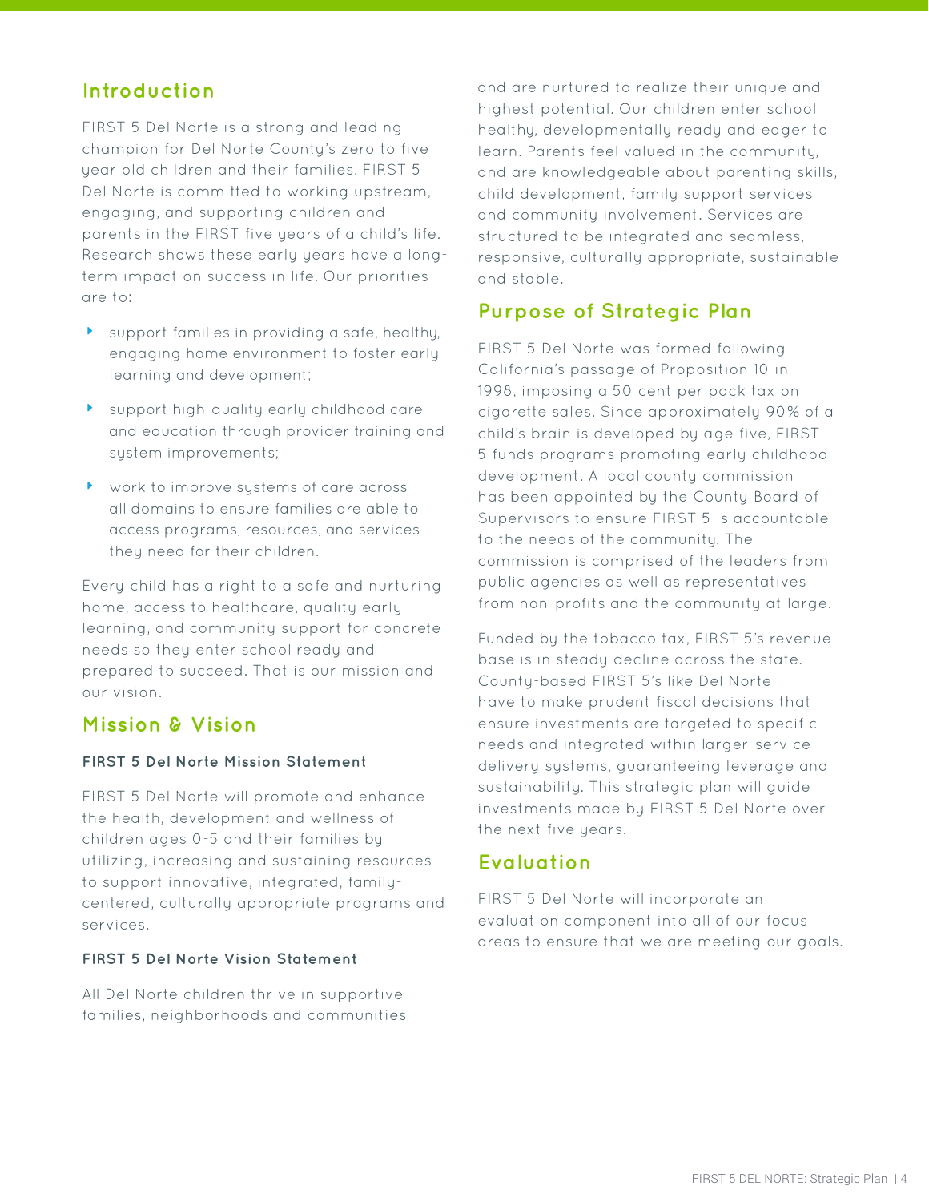## Introduction

FIRST 5 Del Norte is a strong and leading champion for Del Norte County's zero to five year old children and their families. FIRST 5 Del Norte is committed to working upstream, engaging, and supporting children and parents in the FIRST five years of a child's life. Research shows these early years have a long-term impact on success in life. Our priorities are to:

- support families in providing a safe, healthy, engaging home environment to foster early learning and development;
- support high-quality early childhood care and education through provider training and system improvements;
- work to improve systems of care across all domains to ensure families are able to access programs, resources, and services they need for their children.

Every child has a right to a safe and nurturing home, access to healthcare, quality early learning, and community support for concrete needs so they enter school ready and prepared to succeed. That is our mission and our vision.

## Mission & Vision

### FIRST 5 Del Norte Mission Statement

FIRST 5 Del Norte will promote and enhance the health, development and wellness of children ages 0-5 and their families by utilizing, increasing and sustaining resources to support innovative, integrated, family-centered, culturally appropriate programs and services.

### FIRST 5 Del Norte Vision Statement

All Del Norte children thrive in supportive families, neighborhoods and communities and are nurtured to realize their unique and highest potential. Our children enter school healthy, developmentally ready and eager to learn. Parents feel valued in the community, and are knowledgeable about parenting skills, child development, family support services and community involvement. Services are structured to be integrated and seamless, responsive, culturally appropriate, sustainable and stable.

## Purpose of Strategic Plan

FIRST 5 Del Norte was formed following California's passage of Proposition 10 in 1998, imposing a 50 cent per pack tax on cigarette sales. Since approximately 90% of a child's brain is developed by age five, FIRST 5 funds programs promoting early childhood development. A local county commission has been appointed by the County Board of Supervisors to ensure FIRST 5 is accountable to the needs of the community. The commission is comprised of the leaders from public agencies as well as representatives from non-profits and the community at large.

Funded by the tobacco tax, FIRST 5's revenue base is in steady decline across the state. County-based FIRST 5's like Del Norte have to make prudent fiscal decisions that ensure investments are targeted to specific needs and integrated within larger-service delivery systems, guaranteeing leverage and sustainability. This strategic plan will guide investments made by FIRST 5 Del Norte over the next five years.

## Evaluation

FIRST 5 Del Norte will incorporate an evaluation component into all of our focus areas to ensure that we are meeting our goals.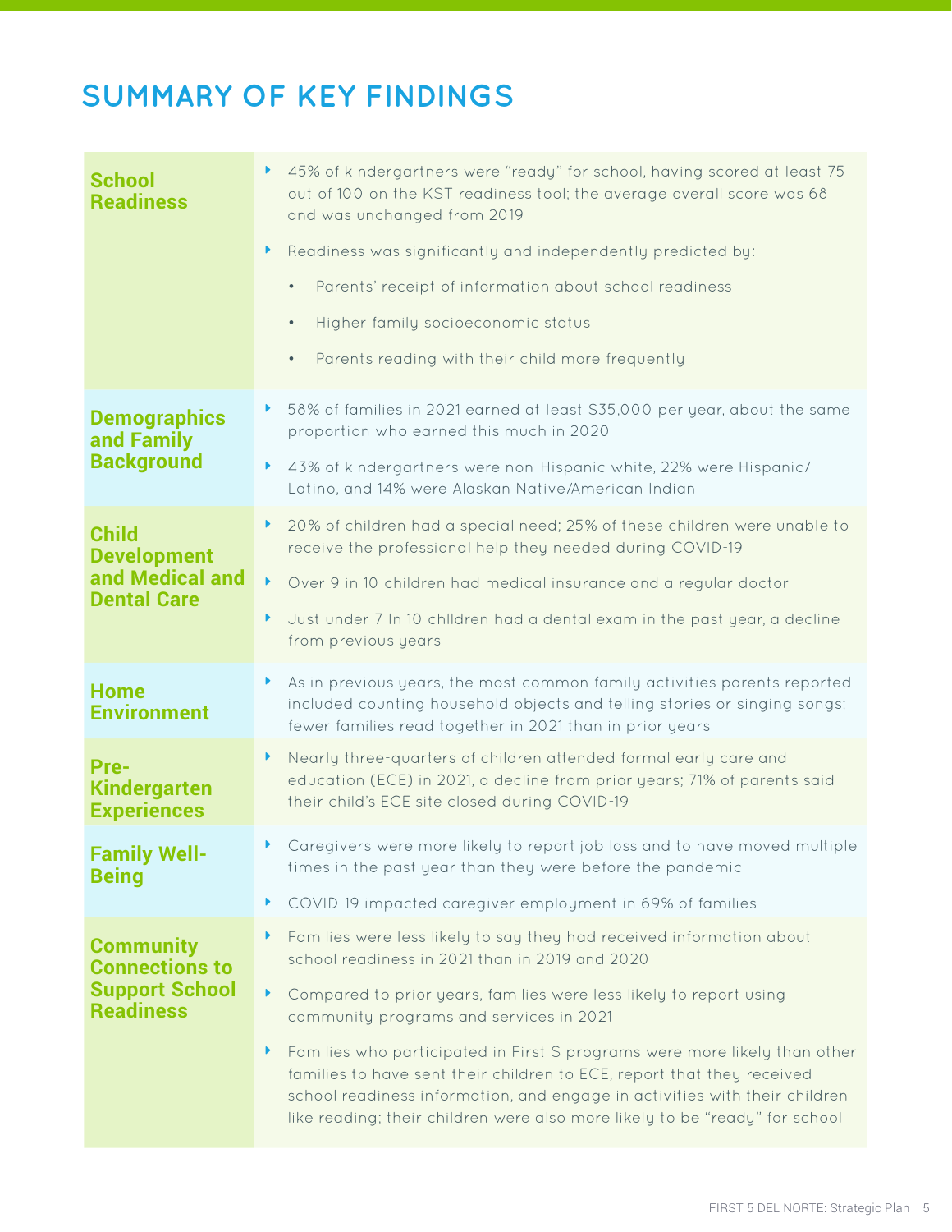# SUMMARY OF KEY FINDINGS

| | |
|---|---|
| **School Readiness** | 45% of kindergartners were "ready" for school, having scored at least 75 out of 100 on the KST readiness tool; the average overall score was 68 and was unchanged from 2019<br><br>Readiness was significantly and independently predicted by:<br>• Parents' receipt of information about school readiness<br>• Higher family socioeconomic status<br>• Parents reading with their child more frequently |
| **Demographics and Family Background** | 58% of families in 2021 earned at least $35,000 per year, about the same proportion who earned this much in 2020<br><br>43% of kindergartners were non-Hispanic white, 22% were Hispanic/ Latino, and 14% were Alaskan Native/American Indian |
| **Child Development and Medical and Dental Care** | 20% of children had a special need; 25% of these children were unable to receive the professional help they needed during COVID-19<br><br>Over 9 in 10 children had medical insurance and a regular doctor<br><br>Just under 7 In 10 chlldren had a dental exam in the past year, a decline from previous years |
| **Home Environment** | As in previous years, the most common family activities parents reported included counting household objects and telling stories or singing songs; fewer families read together in 2021 than in prior years |
| **Pre-Kindergarten Experiences** | Nearly three-quarters of children attended formal early care and education (ECE) in 2021, a decline from prior years; 71% of parents said their child's ECE site closed during COVID-19 |
| **Family Well-Being** | Caregivers were more likely to report job loss and to have moved multiple times in the past year than they were before the pandemic<br><br>COVID-19 impacted caregiver employment in 69% of families |
| **Community Connections to Support School Readiness** | Families were less likely to say they had received information about school readiness in 2021 than in 2019 and 2020<br><br>Compared to prior years, families were less likely to report using community programs and services in 2021<br><br>Families who participated in First 5 programs were more likely than other families to have sent their children to ECE, report that they received school readiness information, and engage in activities with their children like reading; their children were also more likely to be "ready" for school |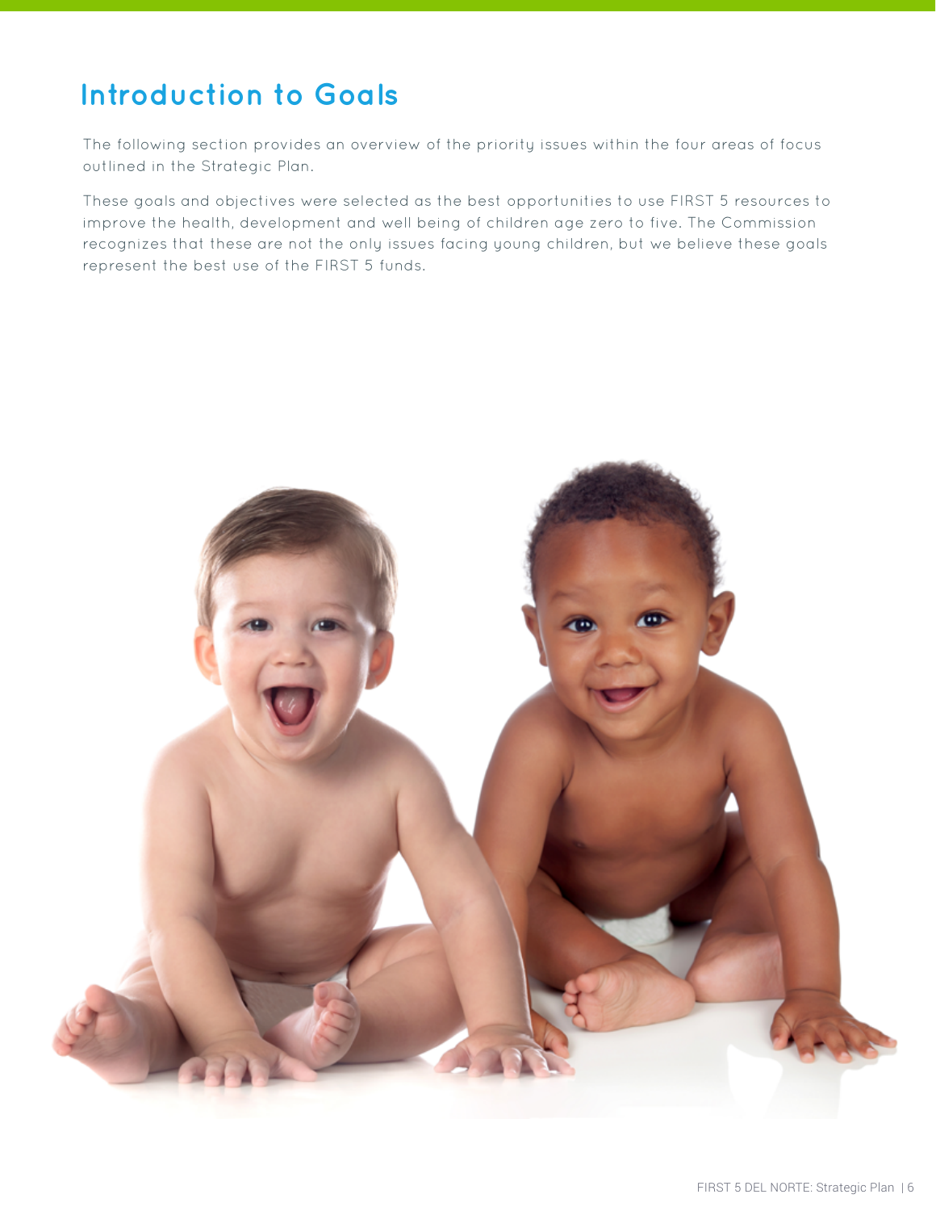# Introduction to Goals

The following section provides an overview of the priority issues within the four areas of focus outlined in the Strategic Plan.

These goals and objectives were selected as the best opportunities to use FIRST 5 resources to improve the health, development and well being of children age zero to five. The Commission recognizes that these are not the only issues facing young children, but we believe these goals represent the best use of the FIRST 5 funds.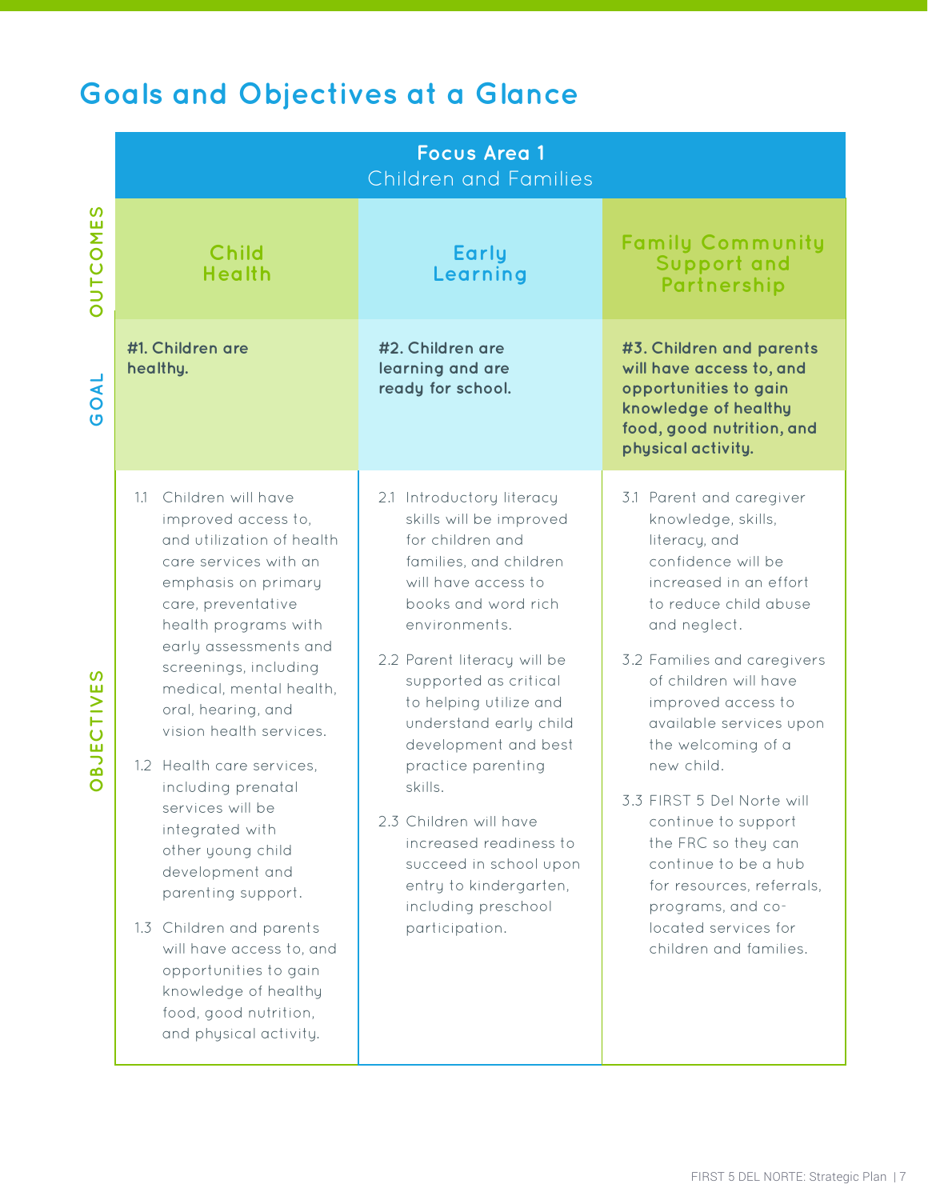# Goals and Objectives at a Glance

| | Focus Area 1 Children and Families | | |
|---|---|---|---|
| **OUTCOMES** | **Child Health** | **Early Learning** | **Family Community Support and Partnership** |
| **GOAL** | **#1. Children are healthy.** | **#2. Children are learning and are ready for school.** | **#3. Children and parents will have access to, and opportunities to gain knowledge of healthy food, good nutrition, and physical activity.** |
| **OBJECTIVES** | 1.1 Children will have improved access to, and utilization of health care services with an emphasis on primary care, preventative health programs with early assessments and screenings, including medical, mental health, oral, hearing, and vision health services.<br><br>1.2 Health care services, including prenatal services will be integrated with other young child development and parenting support.<br><br>1.3 Children and parents will have access to, and opportunities to gain knowledge of healthy food, good nutrition, and physical activity. | 2.1 Introductory literacy skills will be improved for children and families, and children will have access to books and word rich environments.<br><br>2.2 Parent literacy will be supported as critical to helping utilize and understand early child development and best practice parenting skills.<br><br>2.3 Children will have increased readiness to succeed in school upon entry to kindergarten, including preschool participation. | 3.1 Parent and caregiver knowledge, skills, literacy, and confidence will be increased in an effort to reduce child abuse and neglect.<br><br>3.2 Families and caregivers of children will have improved access to available services upon the welcoming of a new child.<br><br>3.3 FIRST 5 Del Norte will continue to support the FRC so they can continue to be a hub for resources, referrals, programs, and co-located services for children and families. |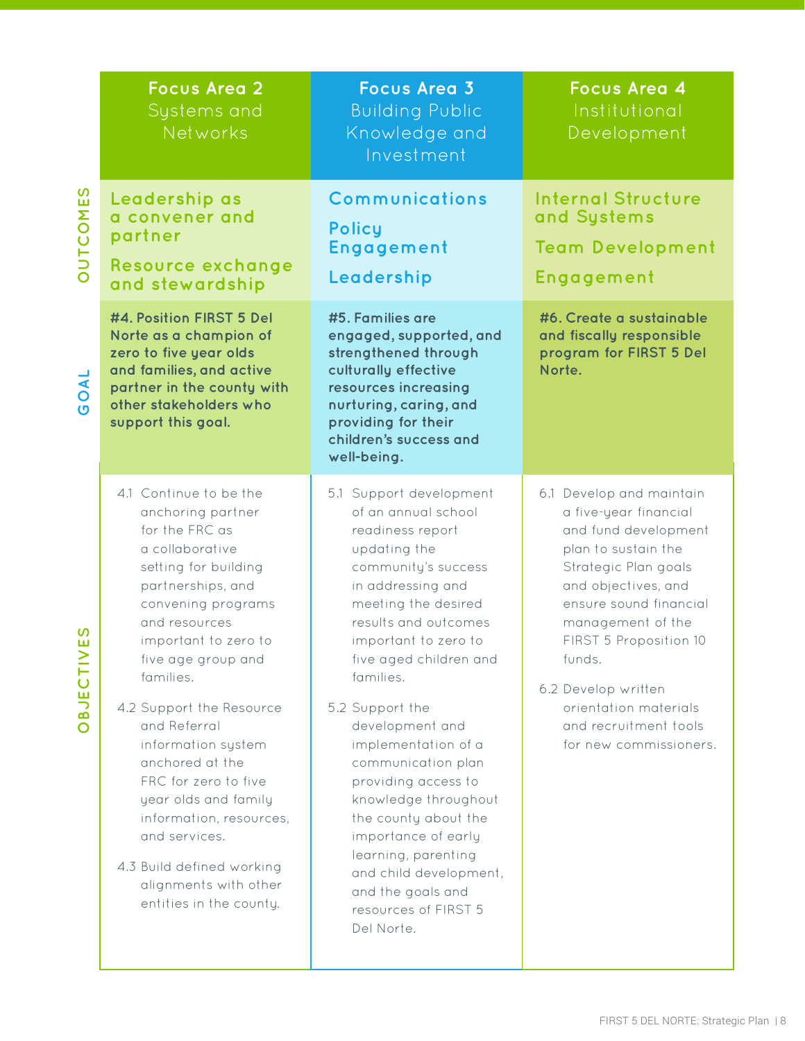| | Focus Area 2 Systems and Networks | Focus Area 3 Building Public Knowledge and Investment | Focus Area 4 Institutional Development |
|---|---|---|---|
| **OUTCOMES** | **Leadership as a convener and partner**<br>**Resource exchange and stewardship** | **Communications**<br>**Policy Engagement**<br>**Leadership** | **Internal Structure and Systems**<br>**Team Development**<br>**Engagement** |
| **GOAL** | **#4. Position FIRST 5 Del Norte as a champion of zero to five year olds and families, and active partner in the county with other stakeholders who support this goal.** | **#5. Families are engaged, supported, and strengthened through culturally effective resources increasing nurturing, caring, and providing for their children's success and well-being.** | **#6. Create a sustainable and fiscally responsible program for FIRST 5 Del Norte.** |
| **OBJECTIVES** | 4.1 Continue to be the anchoring partner for the FRC as a collaborative setting for building partnerships, and convening programs and resources important to zero to five age group and families.<br><br>4.2 Support the Resource and Referral information system anchored at the FRC for zero to five year olds and family information, resources, and services.<br><br>4.3 Build defined working alignments with other entities in the county. | 5.1 Support development of an annual school readiness report updating the community's success in addressing and meeting the desired results and outcomes important to zero to five aged children and families.<br><br>5.2 Support the development and implementation of a communication plan providing access to knowledge throughout the county about the importance of early learning, parenting and child development, and the goals and resources of FIRST 5 Del Norte. | 6.1 Develop and maintain a five-year financial and fund development plan to sustain the Strategic Plan goals and objectives, and ensure sound financial management of the FIRST 5 Proposition 10 funds.<br><br>6.2 Develop written orientation materials and recruitment tools for new commissioners. |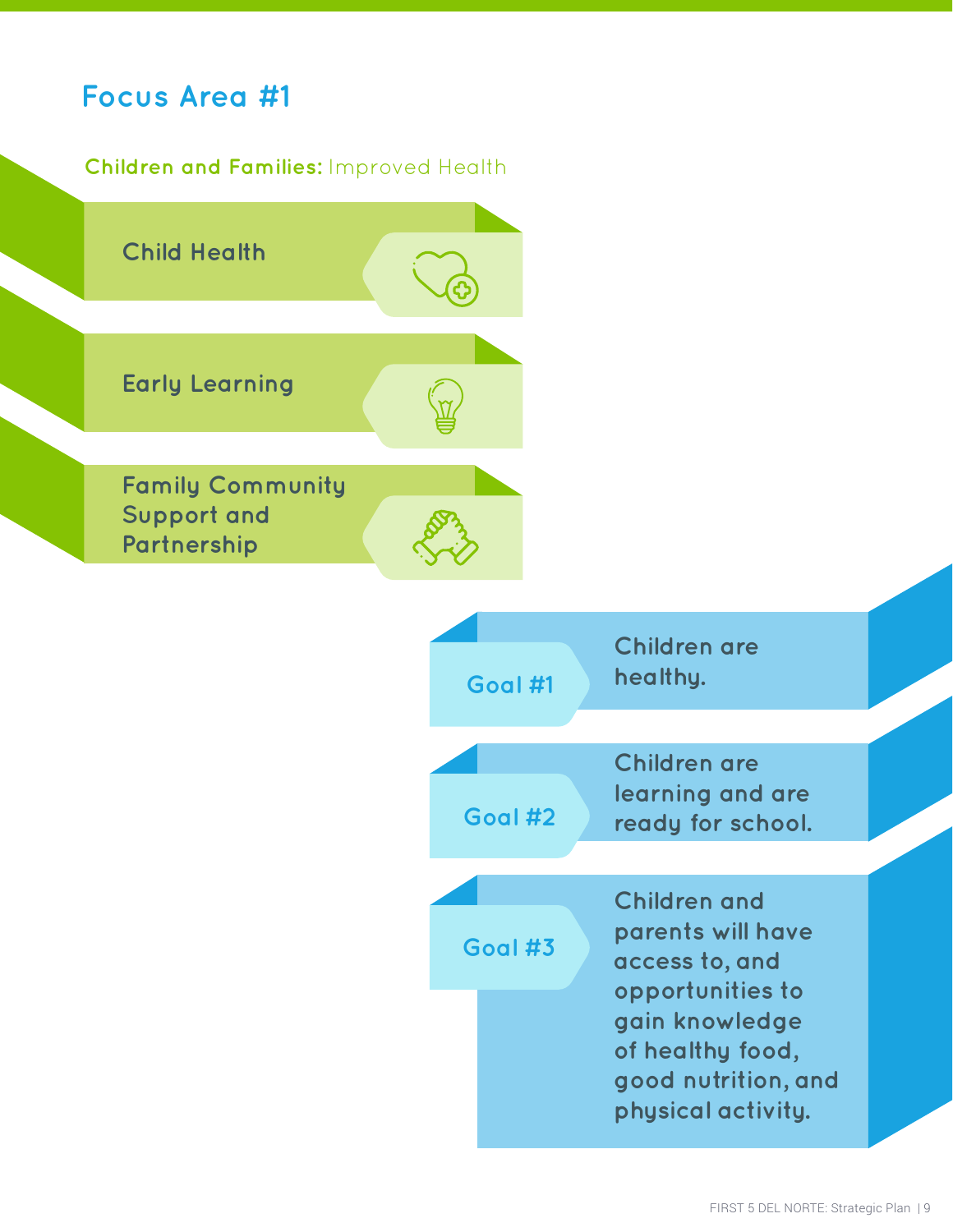## Focus Area #1

**Children and Families:** Improved Health

- Child Health
- Early Learning
- Family Community Support and Partnership

**Goal #1** Children are healthy.

**Goal #2** Children are learning and are ready for school.

**Goal #3** Children and parents will have access to, and opportunities to gain knowledge of healthy food, good nutrition, and physical activity.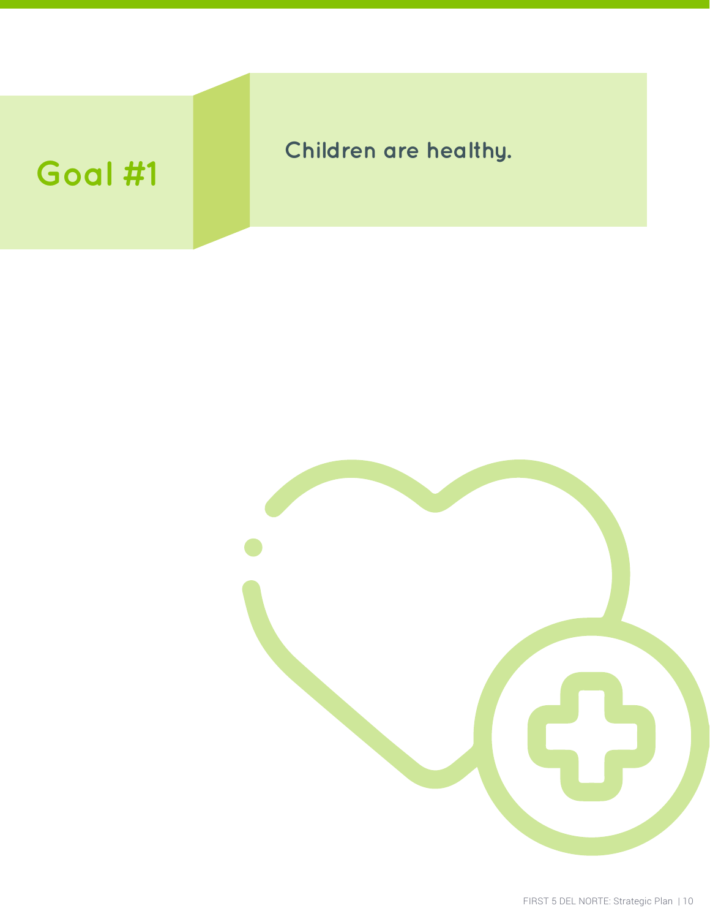# Goal #1

## Children are healthy.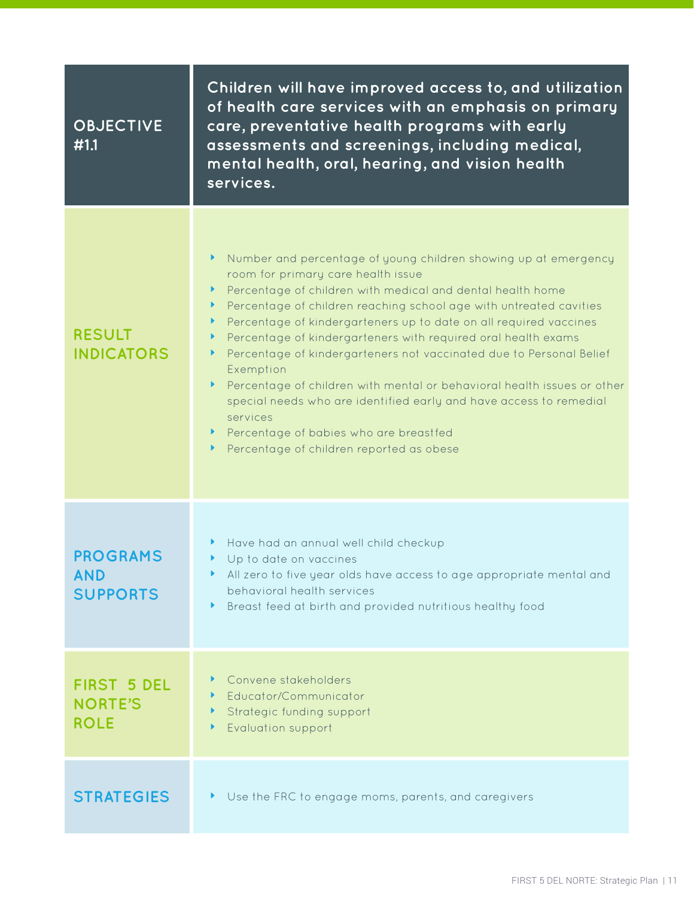| | |
|---|---|
| **OBJECTIVE #1.1** | **Children will have improved access to, and utilization of health care services with an emphasis on primary care, preventative health programs with early assessments and screenings, including medical, mental health, oral, hearing, and vision health services.** |
| **RESULT INDICATORS** | • Number and percentage of young children showing up at emergency room for primary care health issue<br>• Percentage of children with medical and dental health home<br>• Percentage of children reaching school age with untreated cavities<br>• Percentage of kindergarteners up to date on all required vaccines<br>• Percentage of kindergarteners with required oral health exams<br>• Percentage of kindergarteners not vaccinated due to Personal Belief Exemption<br>• Percentage of children with mental or behavioral health issues or other special needs who are identified early and have access to remedial services<br>• Percentage of babies who are breastfed<br>• Percentage of children reported as obese |
| **PROGRAMS AND SUPPORTS** | • Have had an annual well child checkup<br>• Up to date on vaccines<br>• All zero to five year olds have access to age appropriate mental and behavioral health services<br>• Breast feed at birth and provided nutritious healthy food |
| **FIRST 5 DEL NORTE'S ROLE** | • Convene stakeholders<br>• Educator/Communicator<br>• Strategic funding support<br>• Evaluation support |
| **STRATEGIES** | • Use the FRC to engage moms, parents, and caregivers |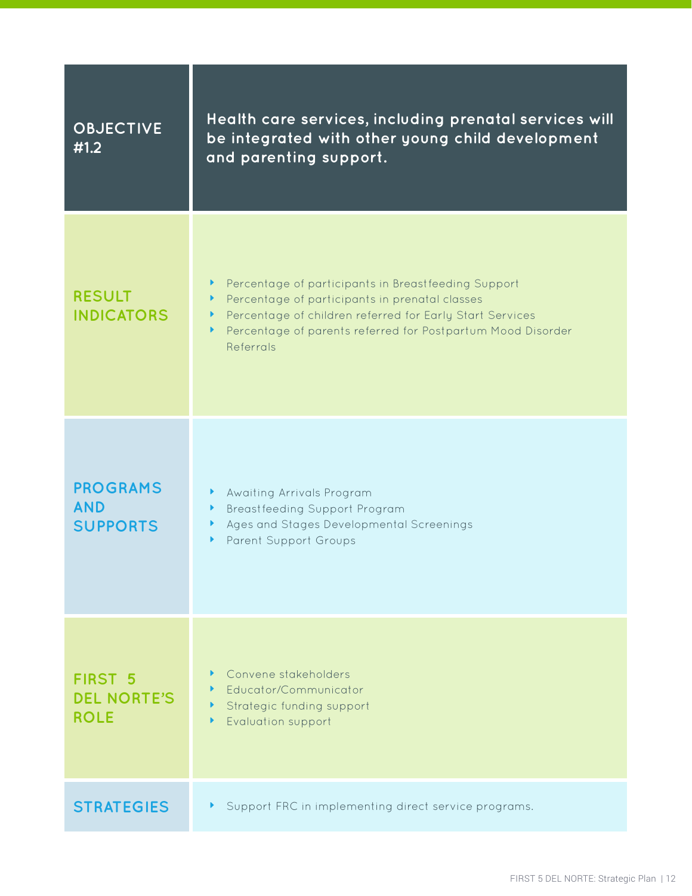| | |
|---|---|
| **OBJECTIVE #1.2** | **Health care services, including prenatal services will be integrated with other young child development and parenting support.** |
| **RESULT INDICATORS** | • Percentage of participants in Breastfeeding Support<br>• Percentage of participants in prenatal classes<br>• Percentage of children referred for Early Start Services<br>• Percentage of parents referred for Postpartum Mood Disorder Referrals |
| **PROGRAMS AND SUPPORTS** | • Awaiting Arrivals Program<br>• Breastfeeding Support Program<br>• Ages and Stages Developmental Screenings<br>• Parent Support Groups |
| **FIRST 5 DEL NORTE'S ROLE** | • Convene stakeholders<br>• Educator/Communicator<br>• Strategic funding support<br>• Evaluation support |
| **STRATEGIES** | • Support FRC in implementing direct service programs. |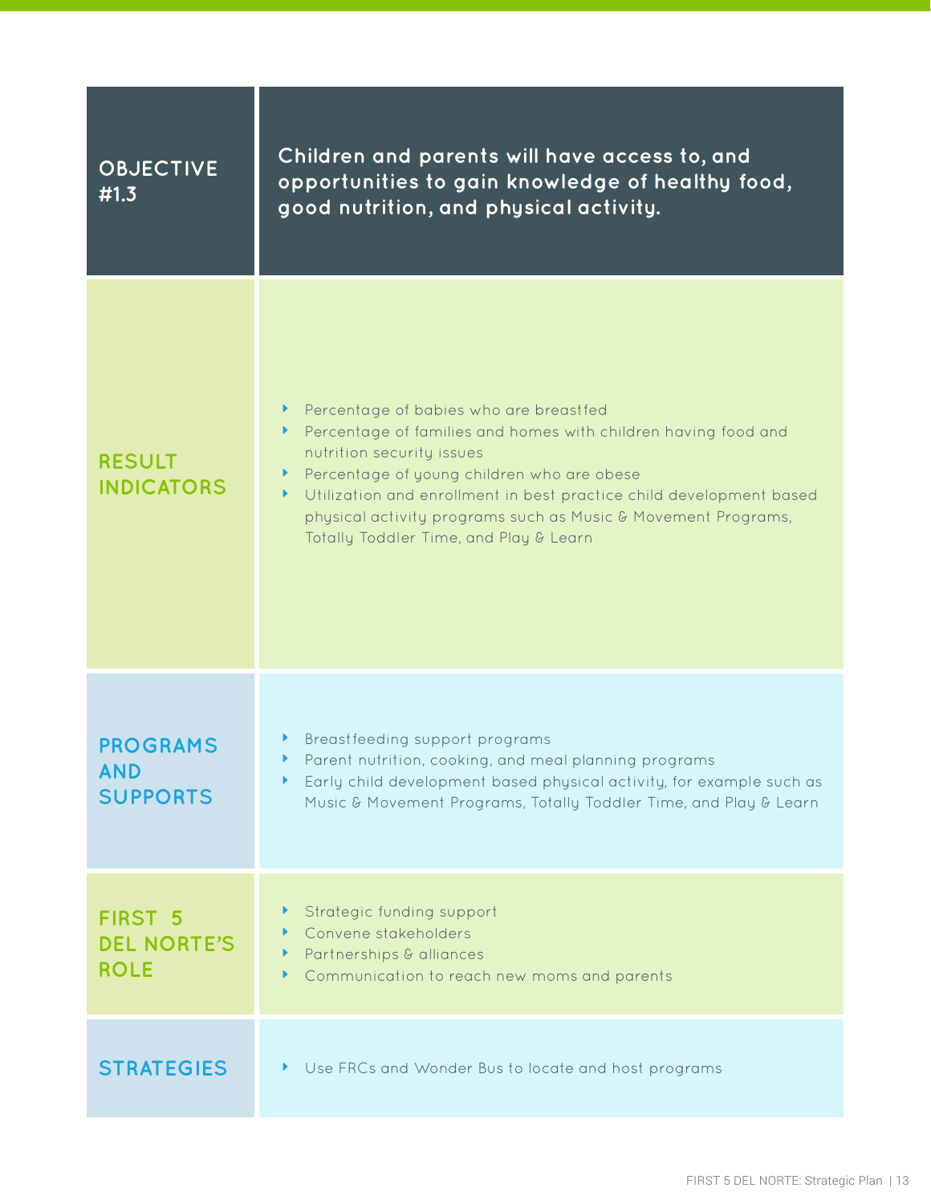| OBJECTIVE #1.3 | Children and parents will have access to, and opportunities to gain knowledge of healthy food, good nutrition, and physical activity. |
| --- | --- |
| RESULT INDICATORS | <ul><li>Percentage of babies who are breastfed</li><li>Percentage of families and homes with children having food and nutrition security issues</li><li>Percentage of young children who are obese</li><li>Utilization and enrollment in best practice child development based physical activity programs such as Music & Movement Programs, Totally Toddler Time, and Play & Learn</li></ul> |
| PROGRAMS AND SUPPORTS | <ul><li>Breastfeeding support programs</li><li>Parent nutrition, cooking, and meal planning programs</li><li>Early child development based physical activity, for example such as Music & Movement Programs, Totally Toddler Time, and Play & Learn</li></ul> |
| FIRST 5 DEL NORTE'S ROLE | <ul><li>Strategic funding support</li><li>Convene stakeholders</li><li>Partnerships & alliances</li><li>Communication to reach new moms and parents</li></ul> |
| STRATEGIES | <ul><li>Use FRCs and Wonder Bus to locate and host programs</li></ul> |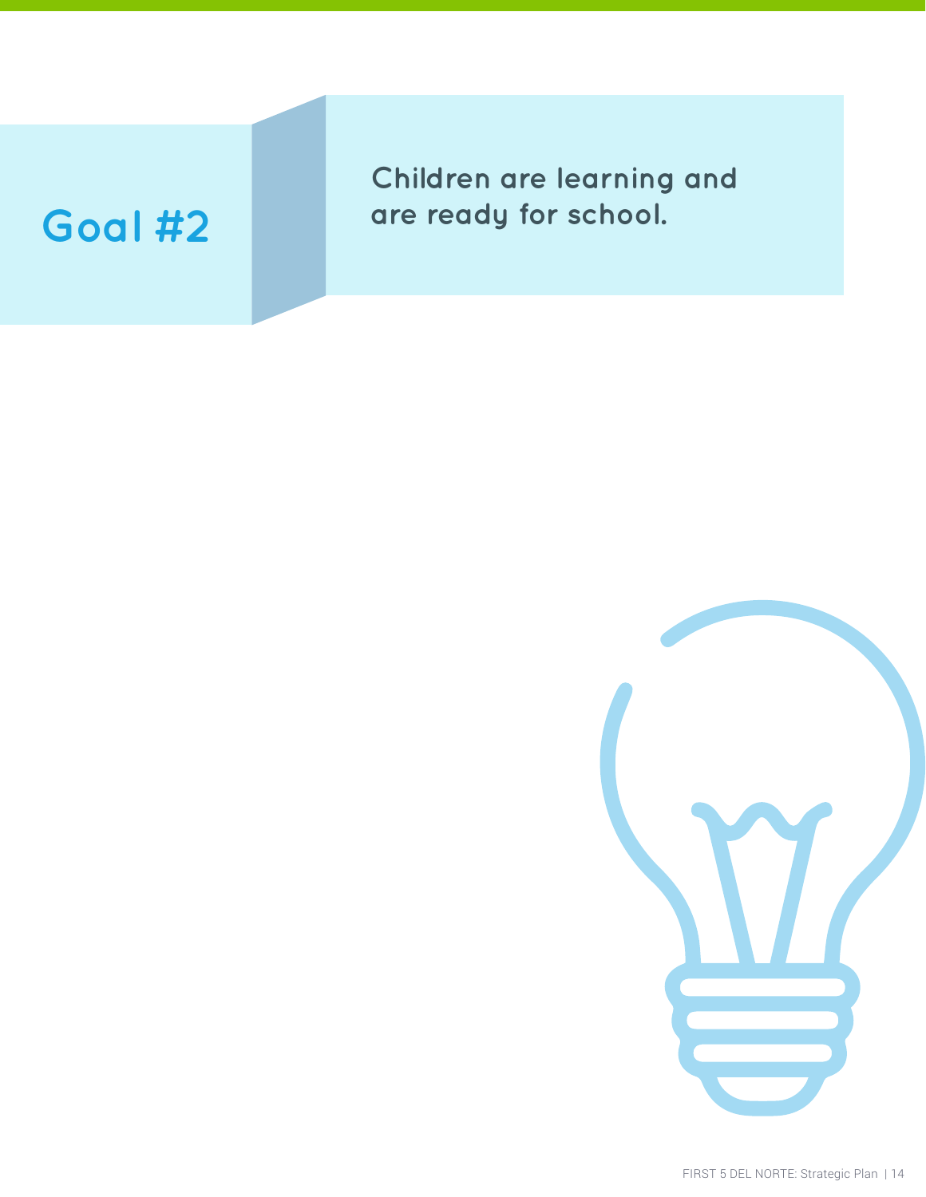# Goal #2

**Children are learning and are ready for school.**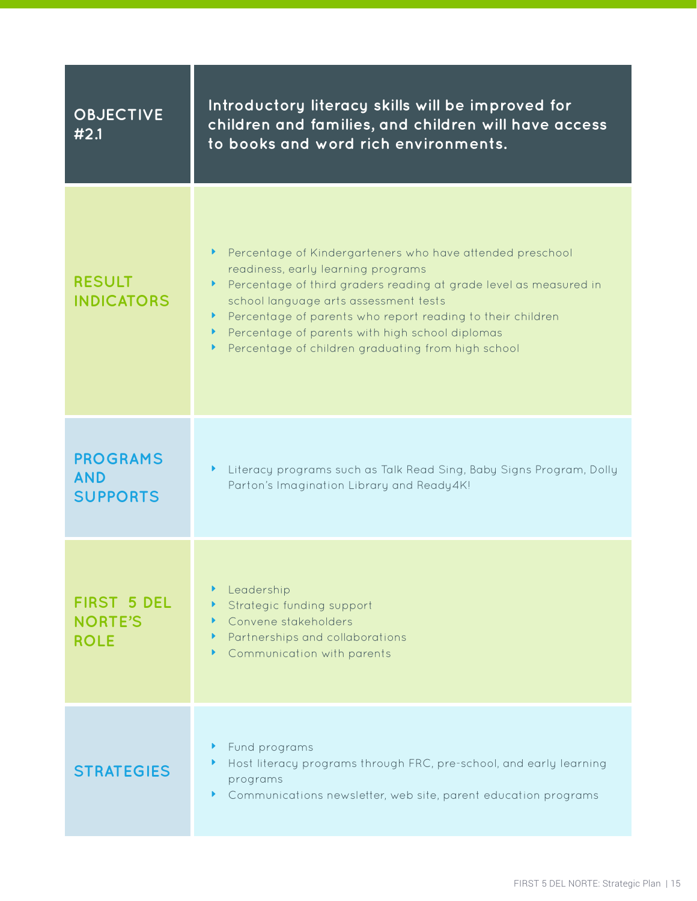| | |
|---|---|
| **OBJECTIVE #2.1** | **Introductory literacy skills will be improved for children and families, and children will have access to books and word rich environments.** |
| **RESULT INDICATORS** | • Percentage of Kindergarteners who have attended preschool readiness, early learning programs<br>• Percentage of third graders reading at grade level as measured in school language arts assessment tests<br>• Percentage of parents who report reading to their children<br>• Percentage of parents with high school diplomas<br>• Percentage of children graduating from high school |
| **PROGRAMS AND SUPPORTS** | • Literacy programs such as Talk Read Sing, Baby Signs Program, Dolly Parton's Imagination Library and Ready4K! |
| **FIRST 5 DEL NORTE'S ROLE** | • Leadership<br>• Strategic funding support<br>• Convene stakeholders<br>• Partnerships and collaborations<br>• Communication with parents |
| **STRATEGIES** | • Fund programs<br>• Host literacy programs through FRC, pre-school, and early learning programs<br>• Communications newsletter, web site, parent education programs |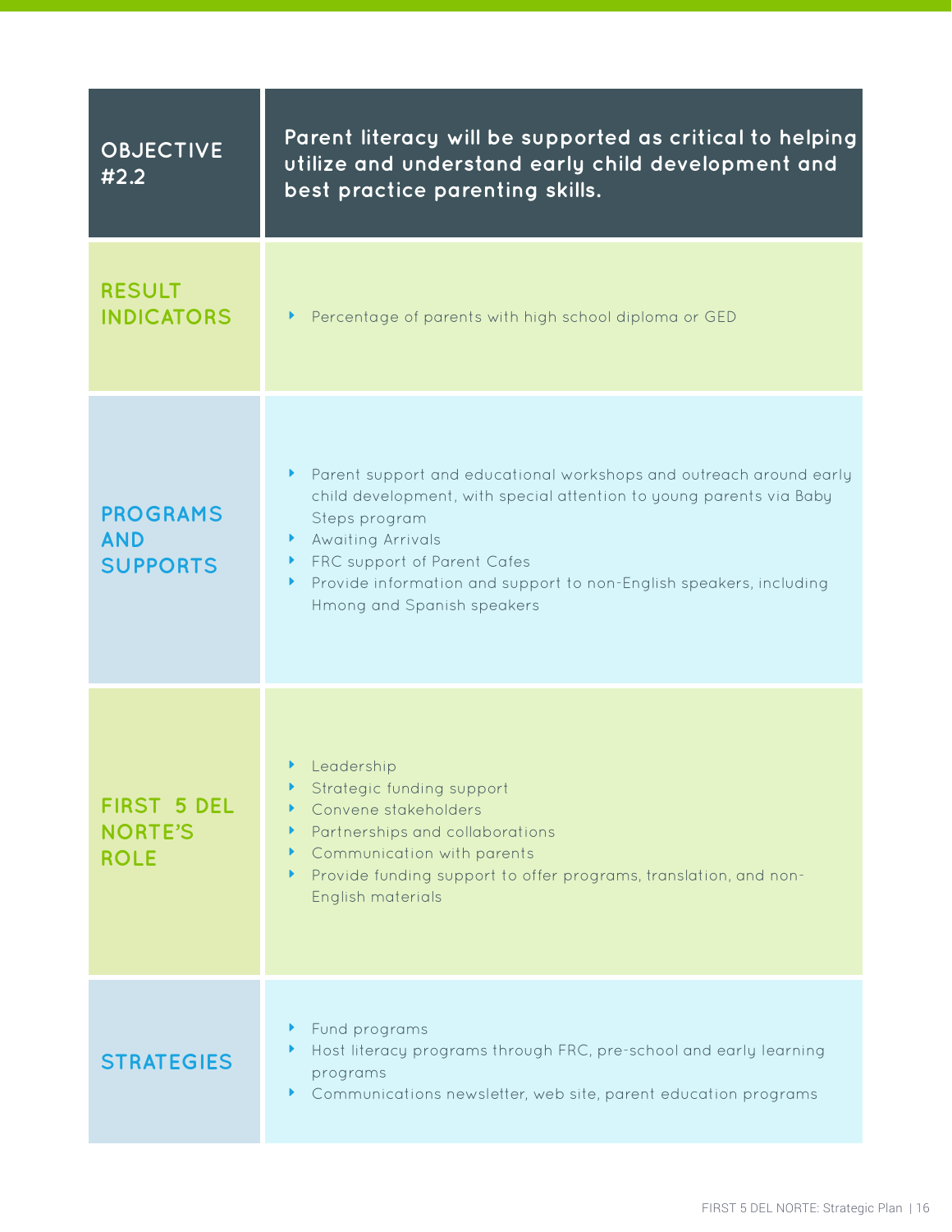| OBJECTIVE #2.2 | Parent literacy will be supported as critical to helping utilize and understand early child development and best practice parenting skills. |
|---|---|
| RESULT INDICATORS | • Percentage of parents with high school diploma or GED |
| PROGRAMS AND SUPPORTS | • Parent support and educational workshops and outreach around early child development, with special attention to young parents via Baby Steps program<br>• Awaiting Arrivals<br>• FRC support of Parent Cafes<br>• Provide information and support to non-English speakers, including Hmong and Spanish speakers |
| FIRST 5 DEL NORTE'S ROLE | • Leadership<br>• Strategic funding support<br>• Convene stakeholders<br>• Partnerships and collaborations<br>• Communication with parents<br>• Provide funding support to offer programs, translation, and non-English materials |
| STRATEGIES | • Fund programs<br>• Host literacy programs through FRC, pre-school and early learning programs<br>• Communications newsletter, web site, parent education programs |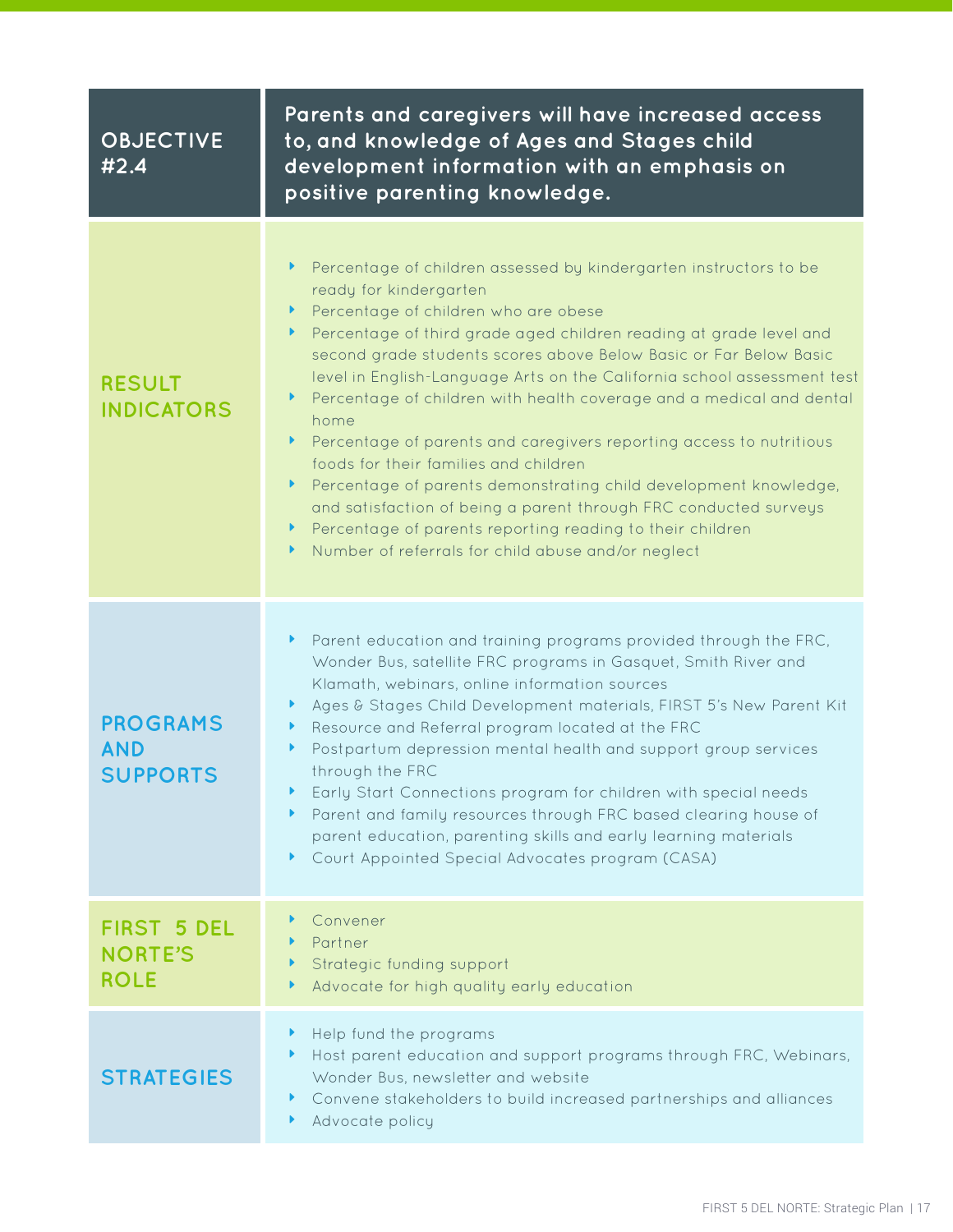| OBJECTIVE #2.4 | Parents and caregivers will have increased access to, and knowledge of Ages and Stages child development information with an emphasis on positive parenting knowledge. |
|---|---|
| RESULT INDICATORS | • Percentage of children assessed by kindergarten instructors to be ready for kindergarten<br>• Percentage of children who are obese<br>• Percentage of third grade aged children reading at grade level and second grade students scores above Below Basic or Far Below Basic level in English-Language Arts on the California school assessment test<br>• Percentage of children with health coverage and a medical and dental home<br>• Percentage of parents and caregivers reporting access to nutritious foods for their families and children<br>• Percentage of parents demonstrating child development knowledge, and satisfaction of being a parent through FRC conducted surveys<br>• Percentage of parents reporting reading to their children<br>• Number of referrals for child abuse and/or neglect |
| PROGRAMS AND SUPPORTS | • Parent education and training programs provided through the FRC, Wonder Bus, satellite FRC programs in Gasquet, Smith River and Klamath, webinars, online information sources<br>• Ages & Stages Child Development materials, FIRST 5's New Parent Kit<br>• Resource and Referral program located at the FRC<br>• Postpartum depression mental health and support group services through the FRC<br>• Early Start Connections program for children with special needs<br>• Parent and family resources through FRC based clearing house of parent education, parenting skills and early learning materials<br>• Court Appointed Special Advocates program (CASA) |
| FIRST 5 DEL NORTE'S ROLE | • Convener<br>• Partner<br>• Strategic funding support<br>• Advocate for high quality early education |
| STRATEGIES | • Help fund the programs<br>• Host parent education and support programs through FRC, Webinars, Wonder Bus, newsletter and website<br>• Convene stakeholders to build increased partnerships and alliances<br>• Advocate policy |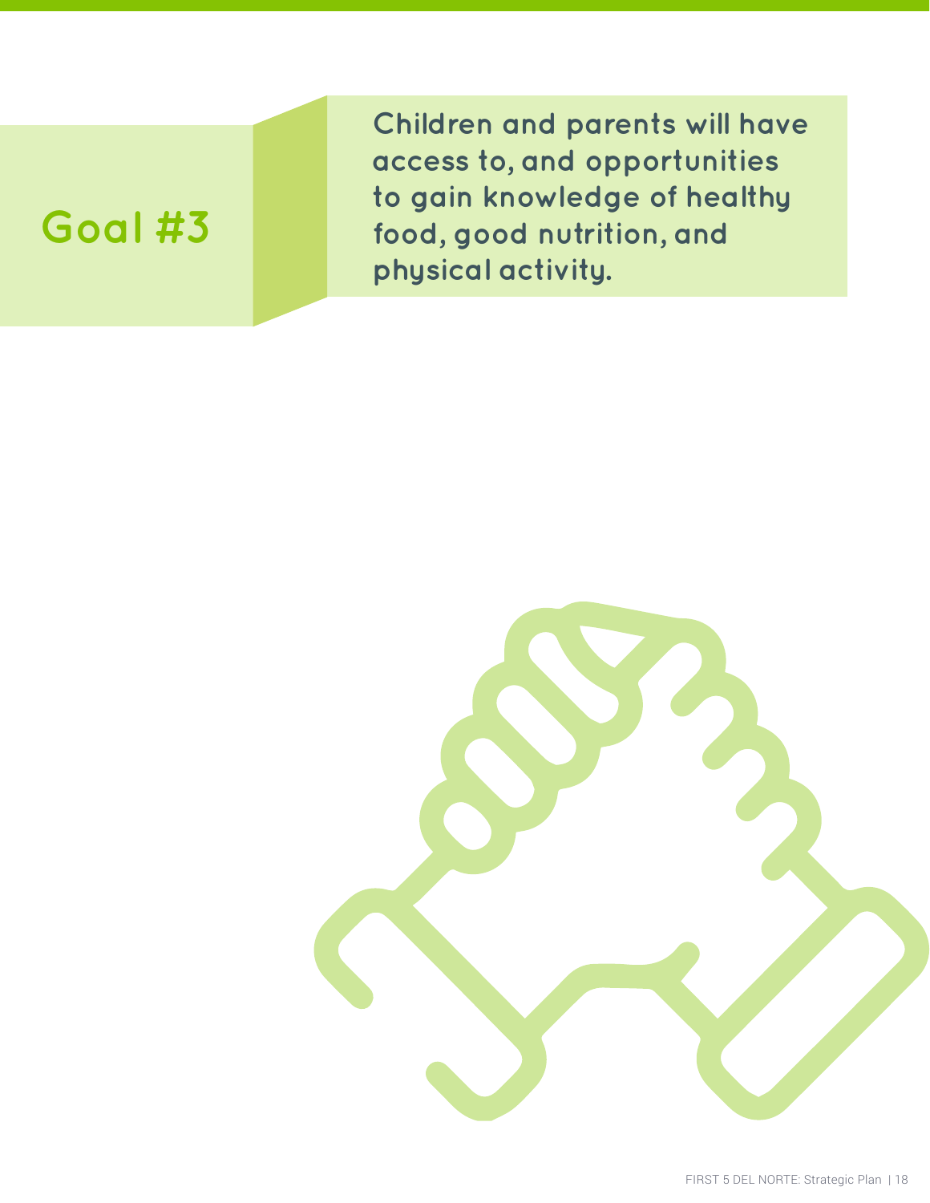## Goal #3

**Children and parents will have access to, and opportunities to gain knowledge of healthy food, good nutrition, and physical activity.**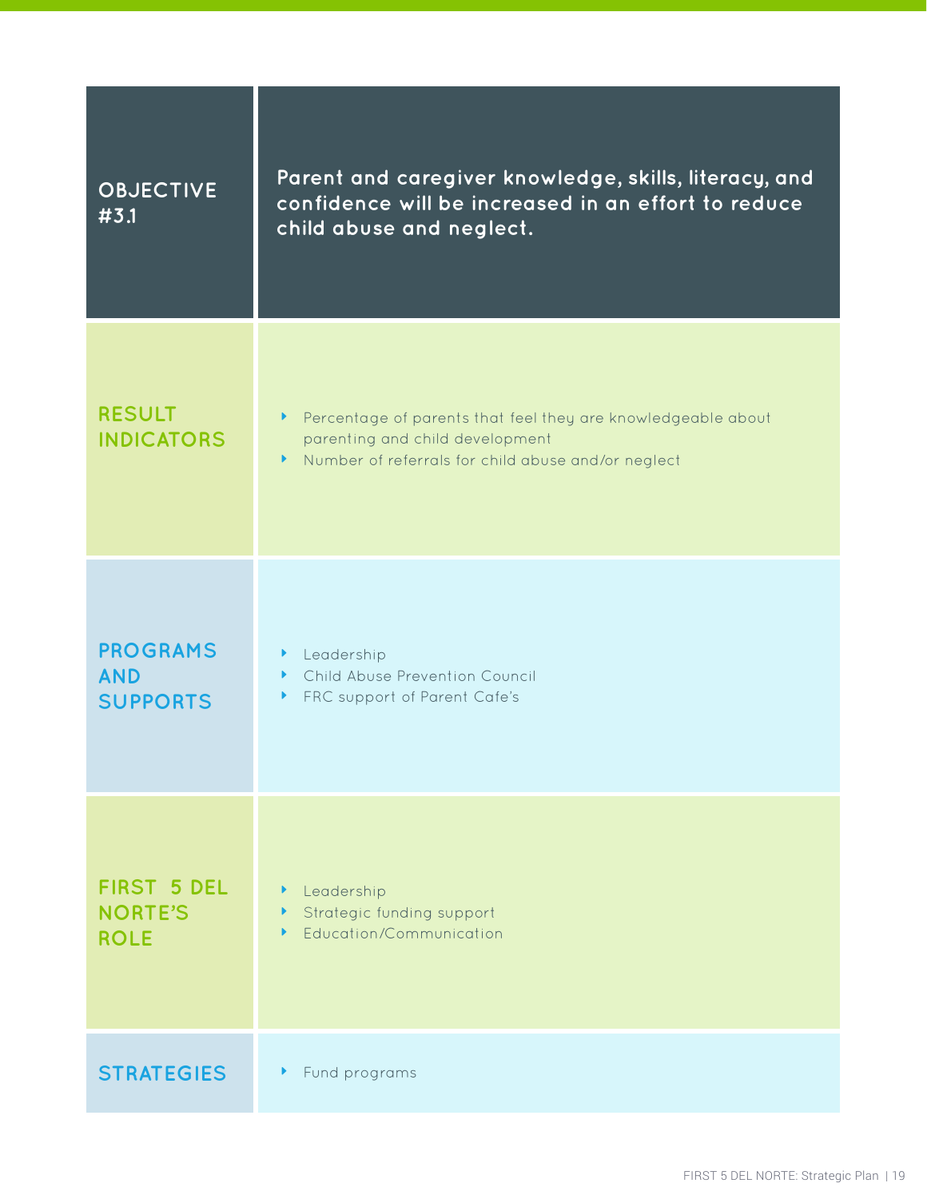| | |
|---|---|
| **OBJECTIVE #3.1** | **Parent and caregiver knowledge, skills, literacy, and confidence will be increased in an effort to reduce child abuse and neglect.** |
| **RESULT INDICATORS** | • Percentage of parents that feel they are knowledgeable about parenting and child development<br>• Number of referrals for child abuse and/or neglect |
| **PROGRAMS AND SUPPORTS** | • Leadership<br>• Child Abuse Prevention Council<br>• FRC support of Parent Cafe's |
| **FIRST 5 DEL NORTE'S ROLE** | • Leadership<br>• Strategic funding support<br>• Education/Communication |
| **STRATEGIES** | • Fund programs |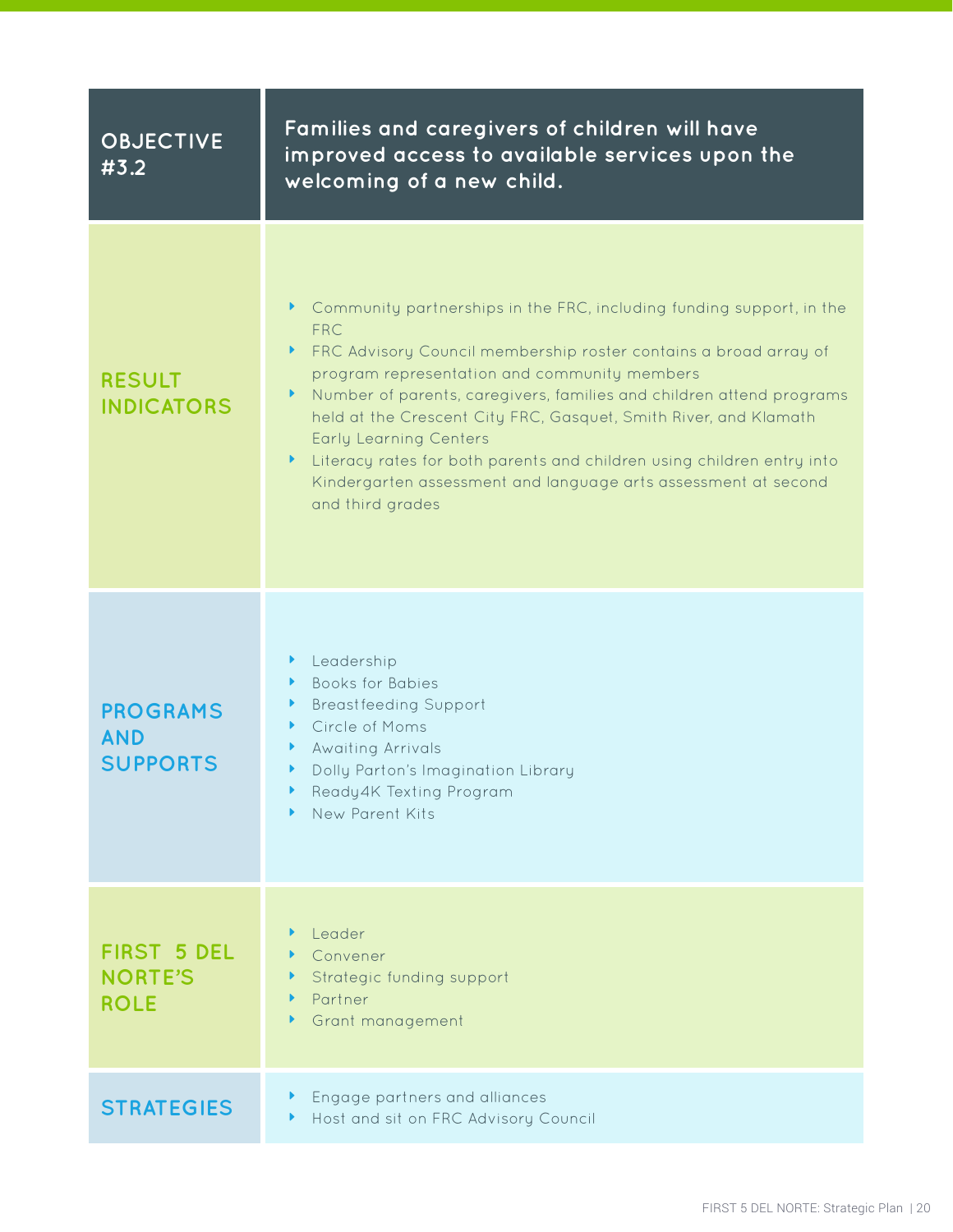| OBJECTIVE #3.2 | Families and caregivers of children will have improved access to available services upon the welcoming of a new child. |
|---|---|
| **RESULT INDICATORS** | • Community partnerships in the FRC, including funding support, in the FRC<br>• FRC Advisory Council membership roster contains a broad array of program representation and community members<br>• Number of parents, caregivers, families and children attend programs held at the Crescent City FRC, Gasquet, Smith River, and Klamath Early Learning Centers<br>• Literacy rates for both parents and children using children entry into Kindergarten assessment and language arts assessment at second and third grades |
| **PROGRAMS AND SUPPORTS** | • Leadership<br>• Books for Babies<br>• Breastfeeding Support<br>• Circle of Moms<br>• Awaiting Arrivals<br>• Dolly Parton's Imagination Library<br>• Ready4K Texting Program<br>• New Parent Kits |
| **FIRST 5 DEL NORTE'S ROLE** | • Leader<br>• Convener<br>• Strategic funding support<br>• Partner<br>• Grant management |
| **STRATEGIES** | • Engage partners and alliances<br>• Host and sit on FRC Advisory Council |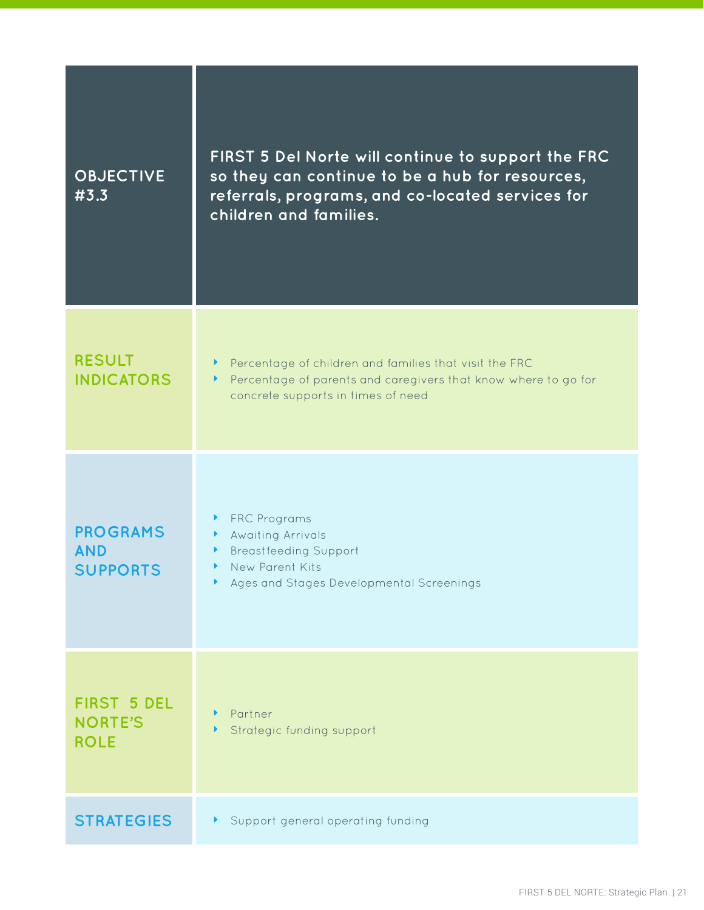| | |
|---|---|
| **OBJECTIVE #3.3** | **FIRST 5 Del Norte will continue to support the FRC so they can continue to be a hub for resources, referrals, programs, and co-located services for children and families.** |
| **RESULT INDICATORS** | - Percentage of children and families that visit the FRC<br>- Percentage of parents and caregivers that know where to go for concrete supports in times of need |
| **PROGRAMS AND SUPPORTS** | - FRC Programs<br>- Awaiting Arrivals<br>- Breastfeeding Support<br>- New Parent Kits<br>- Ages and Stages Developmental Screenings |
| **FIRST 5 DEL NORTE'S ROLE** | - Partner<br>- Strategic funding support |
| **STRATEGIES** | - Support general operating funding |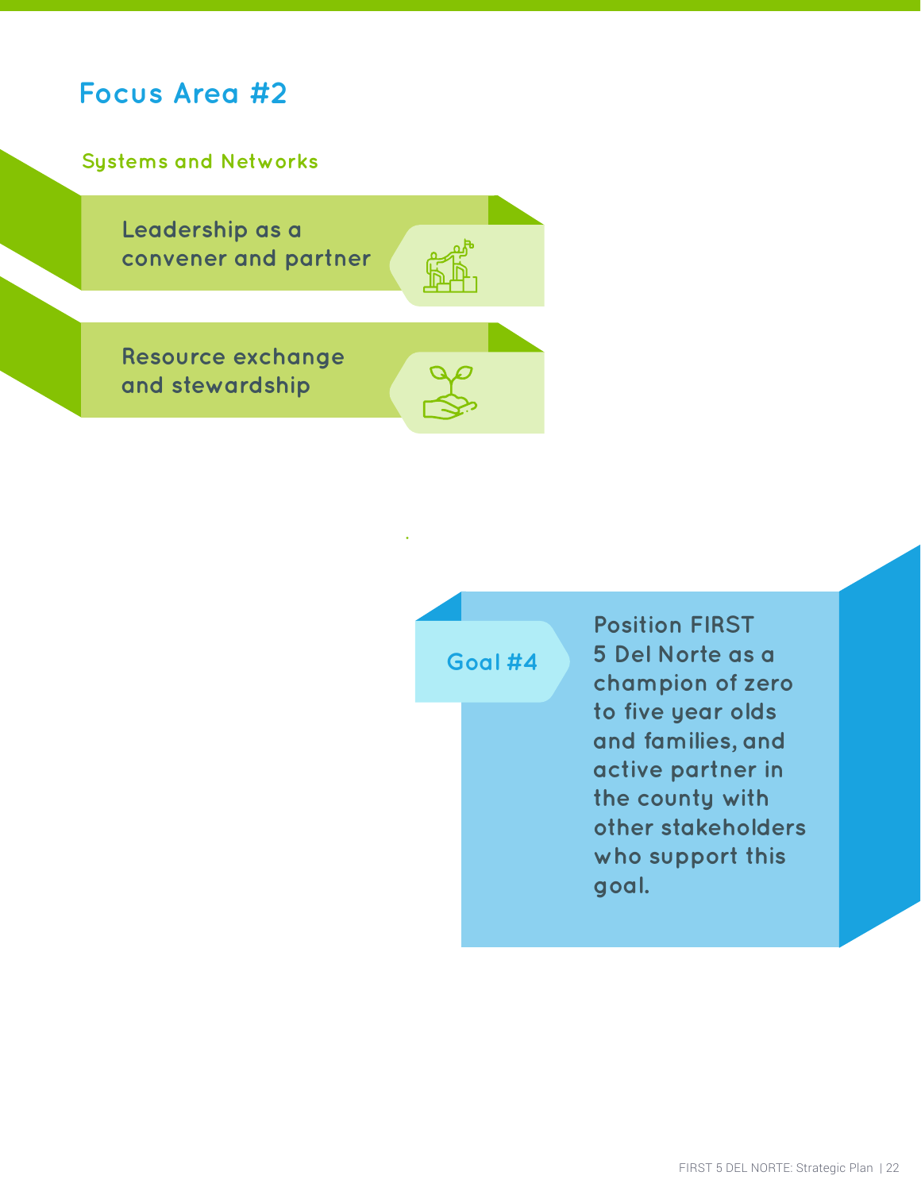## Focus Area #2

### Systems and Networks

- Leadership as a convener and partner
- Resource exchange and stewardship

**Goal #4**

Position FIRST 5 Del Norte as a champion of zero to five year olds and families, and active partner in the county with other stakeholders who support this goal.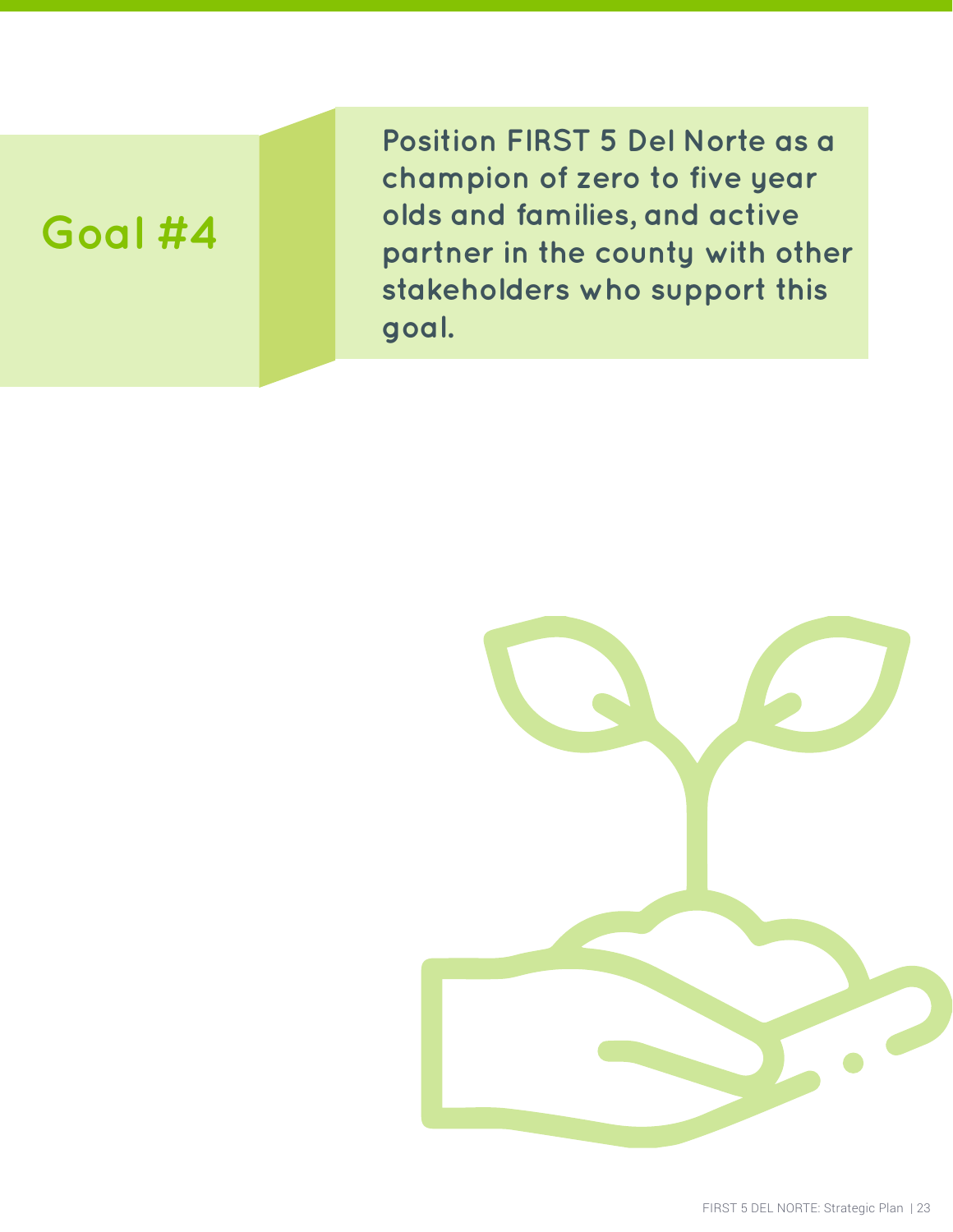## Goal #4

**Position FIRST 5 Del Norte as a champion of zero to five year olds and families, and active partner in the county with other stakeholders who support this goal.**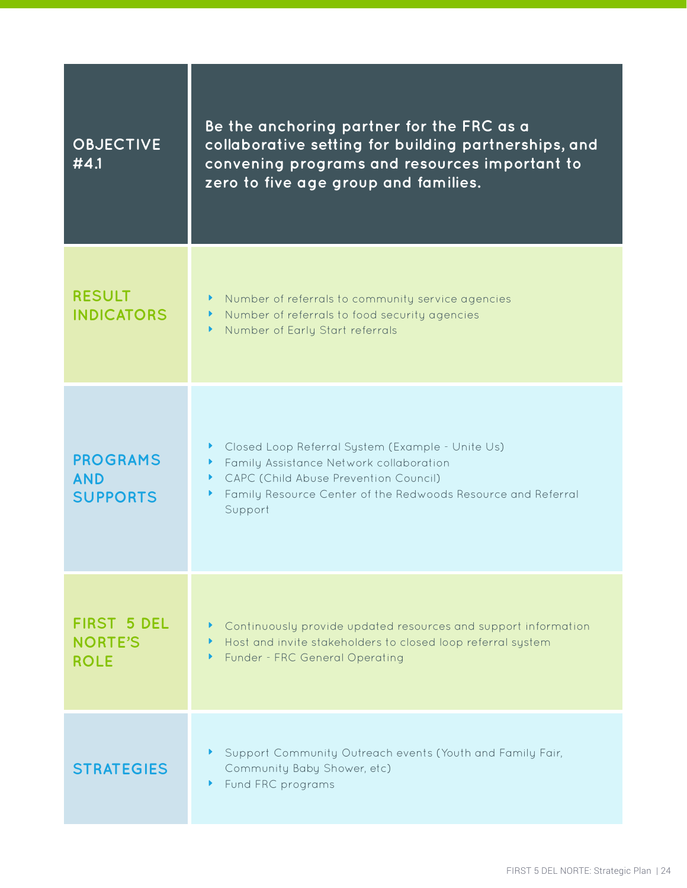| OBJECTIVE #4.1 | Be the anchoring partner for the FRC as a collaborative setting for building partnerships, and convening programs and resources important to zero to five age group and families. |
|---|---|
| RESULT INDICATORS | • Number of referrals to community service agencies<br>• Number of referrals to food security agencies<br>• Number of Early Start referrals |
| PROGRAMS AND SUPPORTS | • Closed Loop Referral System (Example - Unite Us)<br>• Family Assistance Network collaboration<br>• CAPC (Child Abuse Prevention Council)<br>• Family Resource Center of the Redwoods Resource and Referral Support |
| FIRST 5 DEL NORTE'S ROLE | • Continuously provide updated resources and support information<br>• Host and invite stakeholders to closed loop referral system<br>• Funder - FRC General Operating |
| STRATEGIES | • Support Community Outreach events (Youth and Family Fair, Community Baby Shower, etc)<br>• Fund FRC programs |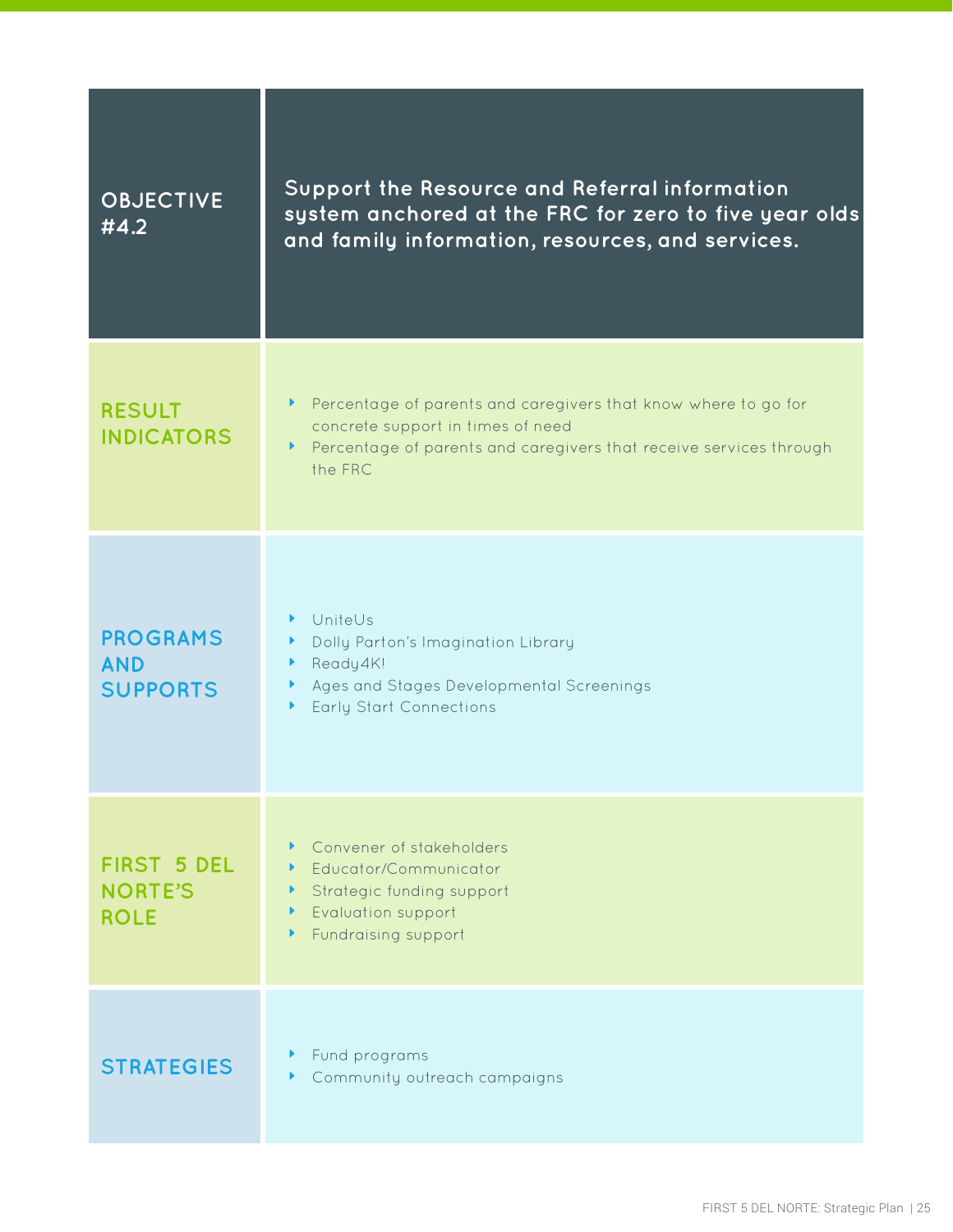| | |
|---|---|
| **OBJECTIVE #4.2** | **Support the Resource and Referral information system anchored at the FRC for zero to five year olds and family information, resources, and services.** |
| **RESULT INDICATORS** | • Percentage of parents and caregivers that know where to go for concrete support in times of need<br>• Percentage of parents and caregivers that receive services through the FRC |
| **PROGRAMS AND SUPPORTS** | • UniteUs<br>• Dolly Parton's Imagination Library<br>• Ready4K!<br>• Ages and Stages Developmental Screenings<br>• Early Start Connections |
| **FIRST 5 DEL NORTE'S ROLE** | • Convener of stakeholders<br>• Educator/Communicator<br>• Strategic funding support<br>• Evaluation support<br>• Fundraising support |
| **STRATEGIES** | • Fund programs<br>• Community outreach campaigns |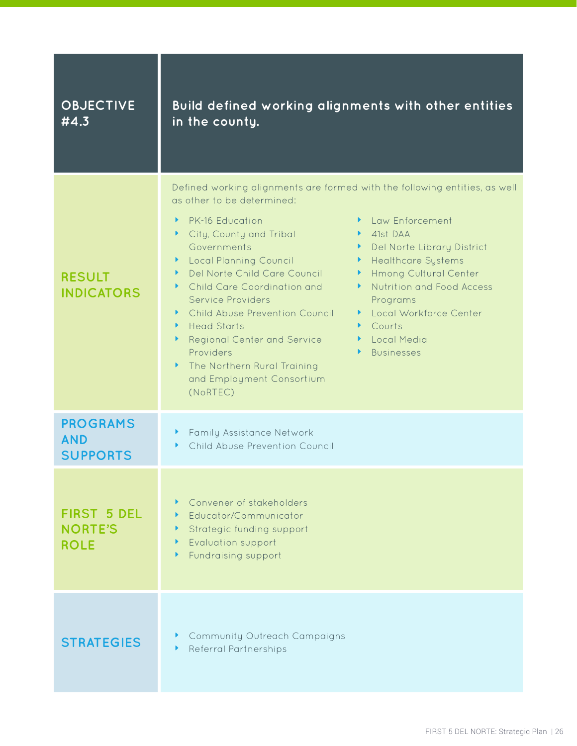| OBJECTIVE #4.3 | Build defined working alignments with other entities in the county. |
|---|---|
| RESULT INDICATORS | Defined working alignments are formed with the following entities, as well as other to be determined:<br><br>• PK-16 Education<br>• City, County and Tribal Governments<br>• Local Planning Council<br>• Del Norte Child Care Council<br>• Child Care Coordination and Service Providers<br>• Child Abuse Prevention Council<br>• Head Starts<br>• Regional Center and Service Providers<br>• The Northern Rural Training and Employment Consortium (NoRTEC)<br>• Law Enforcement<br>• 41st DAA<br>• Del Norte Library District<br>• Healthcare Systems<br>• Hmong Cultural Center<br>• Nutrition and Food Access Programs<br>• Local Workforce Center<br>• Courts<br>• Local Media<br>• Businesses |
| PROGRAMS AND SUPPORTS | • Family Assistance Network<br>• Child Abuse Prevention Council |
| FIRST 5 DEL NORTE'S ROLE | • Convener of stakeholders<br>• Educator/Communicator<br>• Strategic funding support<br>• Evaluation support<br>• Fundraising support |
| STRATEGIES | • Community Outreach Campaigns<br>• Referral Partnerships |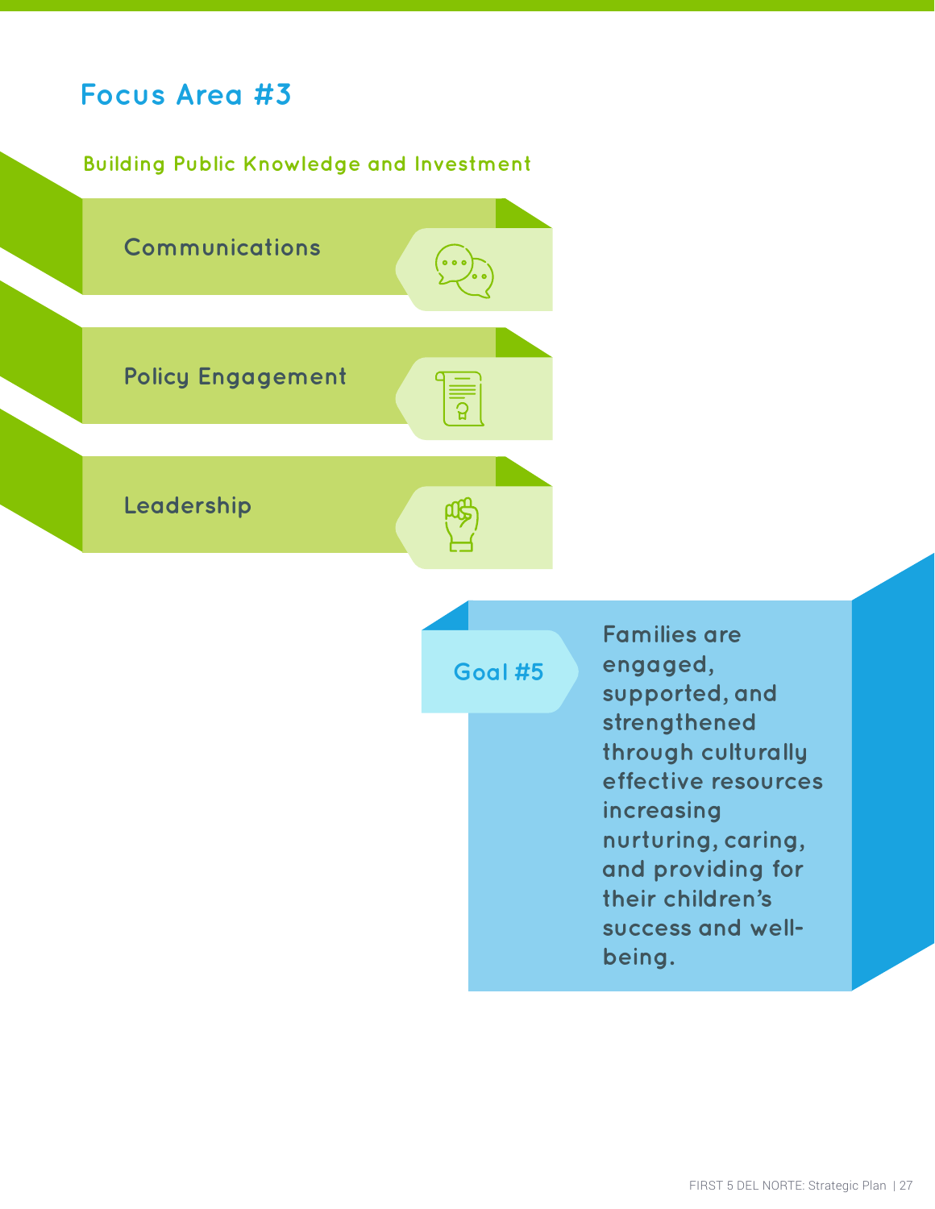## Focus Area #3

### Building Public Knowledge and Investment

- Communications
- Policy Engagement
- Leadership

**Goal #5**

Families are engaged, supported, and strengthened through culturally effective resources increasing nurturing, caring, and providing for their children's success and well-being.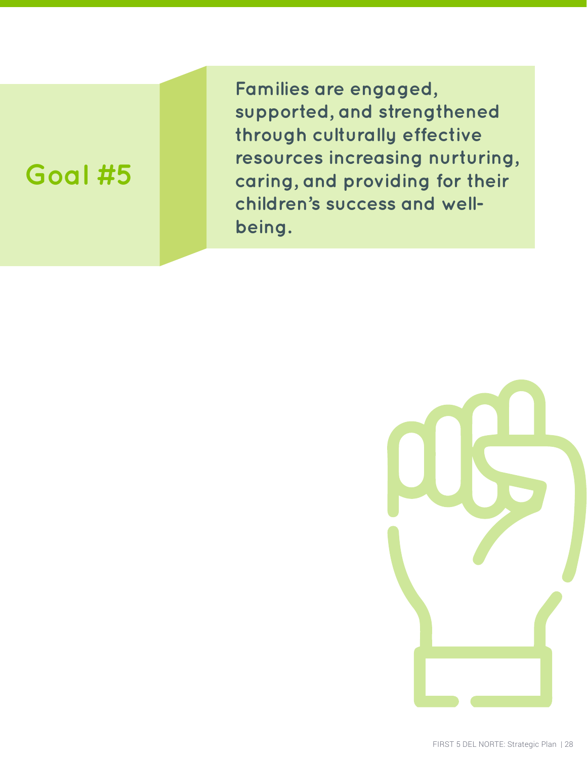## Goal #5

**Families are engaged, supported, and strengthened through culturally effective resources increasing nurturing, caring, and providing for their children's success and well-being.**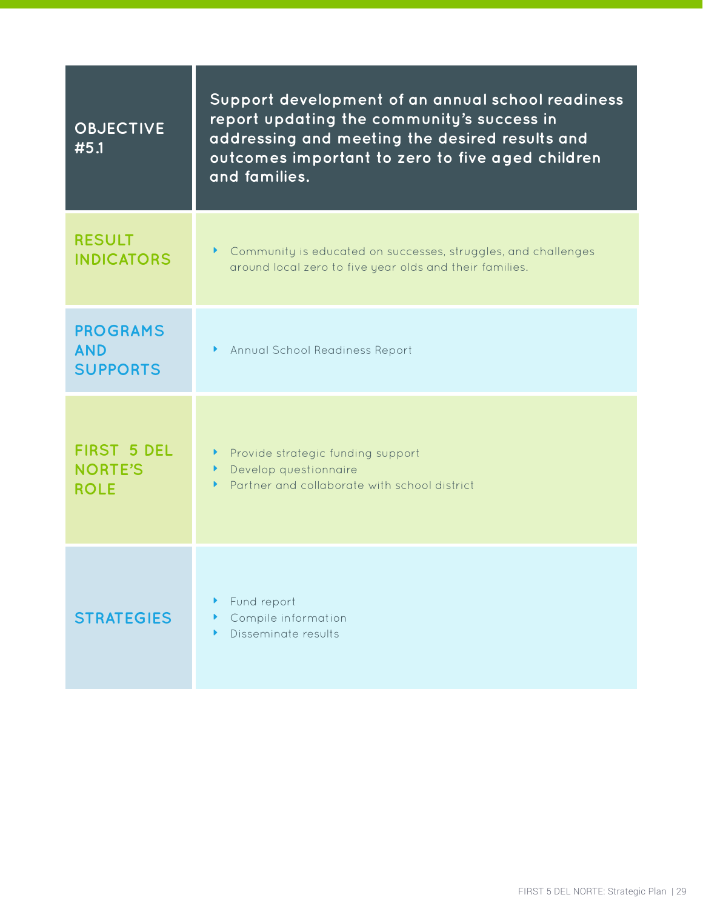| OBJECTIVE #5.1 | Support development of an annual school readiness report updating the community's success in addressing and meeting the desired results and outcomes important to zero to five aged children and families. |
| --- | --- |
| RESULT INDICATORS | • Community is educated on successes, struggles, and challenges around local zero to five year olds and their families. |
| PROGRAMS AND SUPPORTS | • Annual School Readiness Report |
| FIRST 5 DEL NORTE'S ROLE | • Provide strategic funding support<br>• Develop questionnaire<br>• Partner and collaborate with school district |
| STRATEGIES | • Fund report<br>• Compile information<br>• Disseminate results |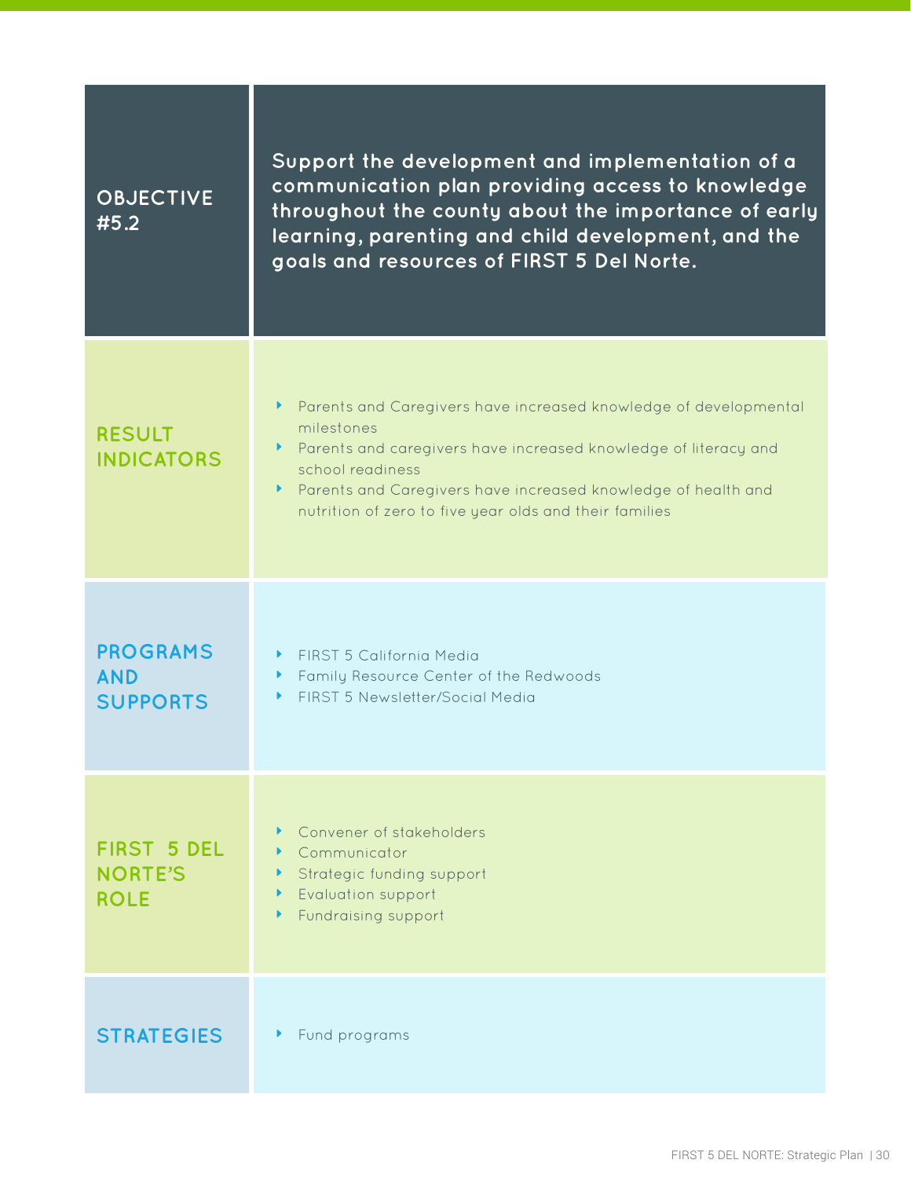| | |
|---|---|
| **OBJECTIVE #5.2** | **Support the development and implementation of a communication plan providing access to knowledge throughout the county about the importance of early learning, parenting and child development, and the goals and resources of FIRST 5 Del Norte.** |
| **RESULT INDICATORS** | • Parents and Caregivers have increased knowledge of developmental milestones<br>• Parents and caregivers have increased knowledge of literacy and school readiness<br>• Parents and Caregivers have increased knowledge of health and nutrition of zero to five year olds and their families |
| **PROGRAMS AND SUPPORTS** | • FIRST 5 California Media<br>• Family Resource Center of the Redwoods<br>• FIRST 5 Newsletter/Social Media |
| **FIRST 5 DEL NORTE'S ROLE** | • Convener of stakeholders<br>• Communicator<br>• Strategic funding support<br>• Evaluation support<br>• Fundraising support |
| **STRATEGIES** | • Fund programs |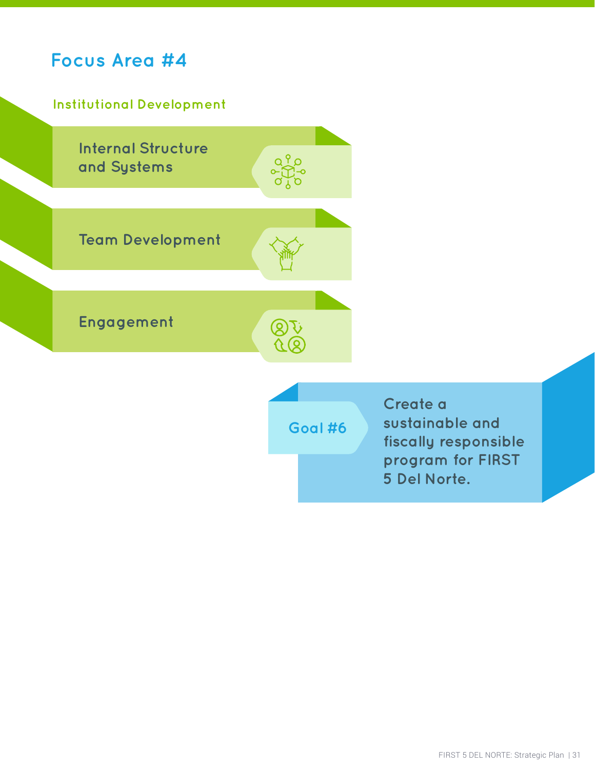# Focus Area #4

## Institutional Development

- Internal Structure and Systems
- Team Development
- Engagement

**Goal #6**

Create a sustainable and fiscally responsible program for FIRST 5 Del Norte.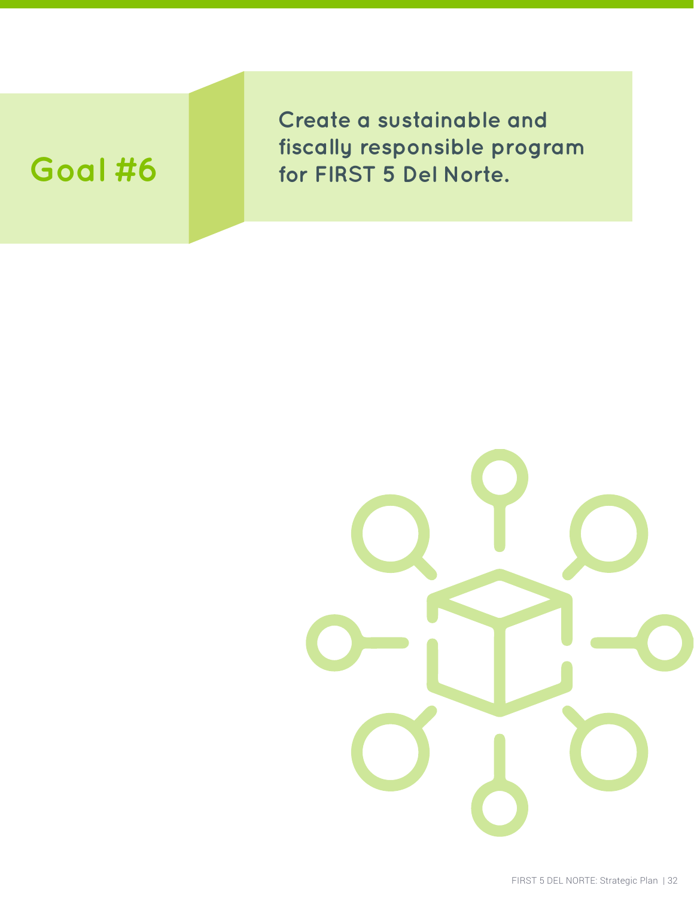# Goal #6

## Create a sustainable and fiscally responsible program for FIRST 5 Del Norte.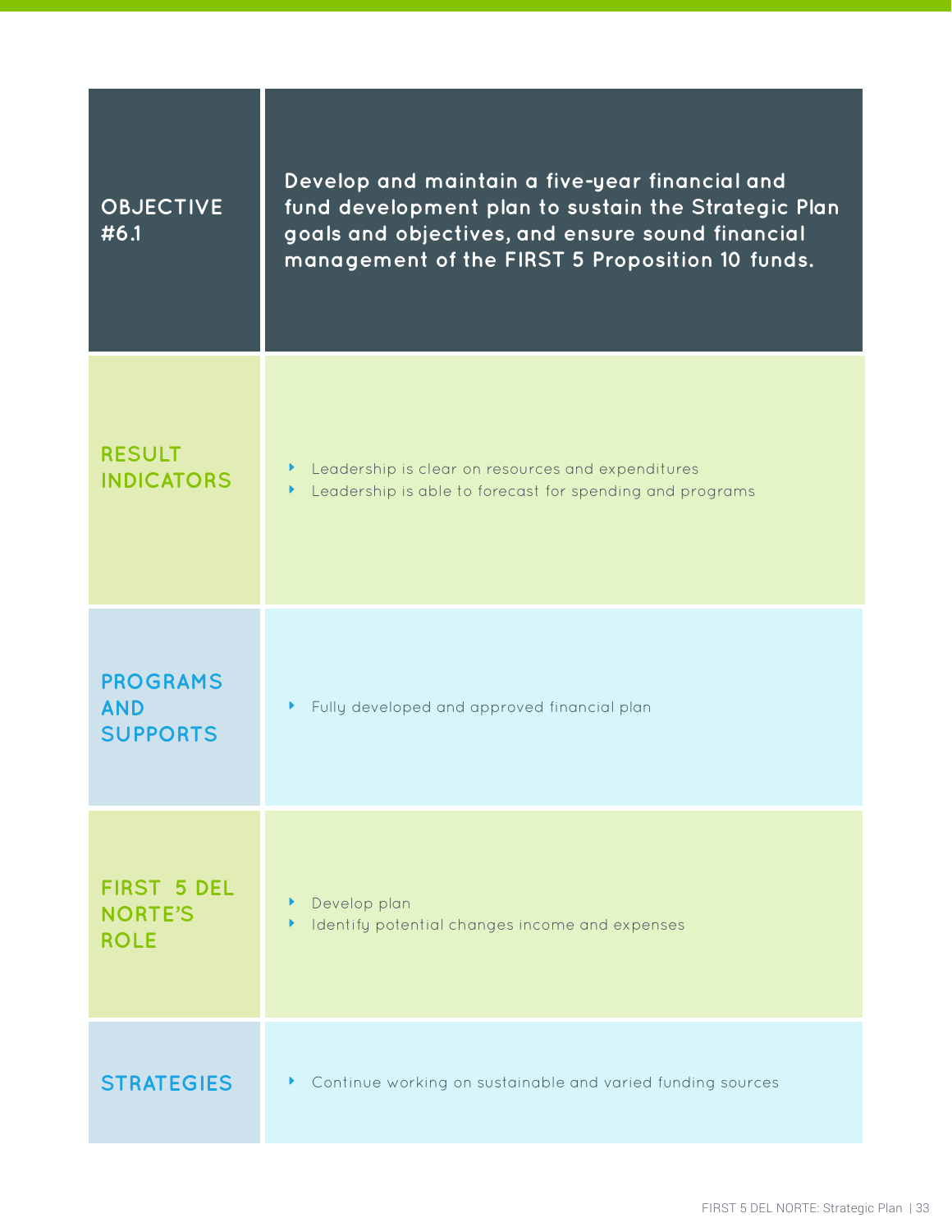| OBJECTIVE #6.1 | Develop and maintain a five-year financial and fund development plan to sustain the Strategic Plan goals and objectives, and ensure sound financial management of the FIRST 5 Proposition 10 funds. |
|---|---|
| RESULT INDICATORS | - Leadership is clear on resources and expenditures<br>- Leadership is able to forecast for spending and programs |
| PROGRAMS AND SUPPORTS | - Fully developed and approved financial plan |
| FIRST 5 DEL NORTE'S ROLE | - Develop plan<br>- Identify potential changes income and expenses |
| STRATEGIES | - Continue working on sustainable and varied funding sources |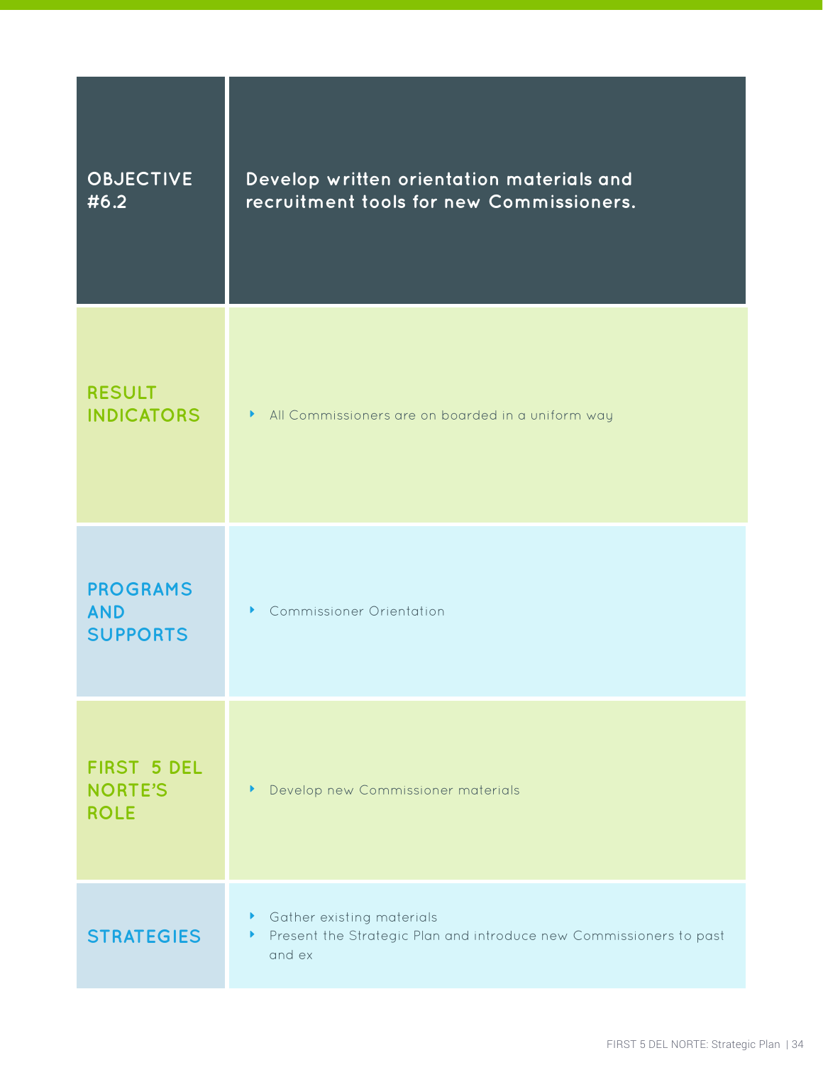| | |
|---|---|
| **OBJECTIVE #6.2** | **Develop written orientation materials and recruitment tools for new Commissioners.** |
| **RESULT INDICATORS** | • All Commissioners are on boarded in a uniform way |
| **PROGRAMS AND SUPPORTS** | • Commissioner Orientation |
| **FIRST 5 DEL NORTE'S ROLE** | • Develop new Commissioner materials |
| **STRATEGIES** | • Gather existing materials<br>• Present the Strategic Plan and introduce new Commissioners to past and ex |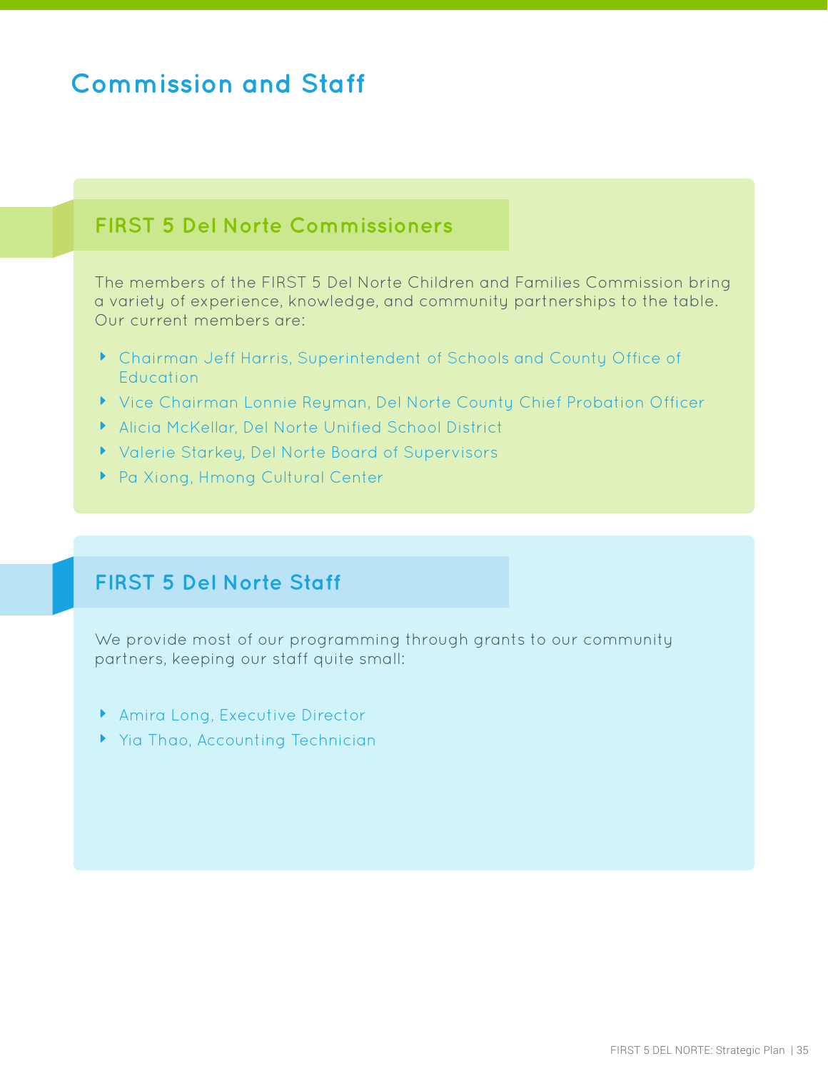# Commission and Staff

## FIRST 5 Del Norte Commissioners

The members of the FIRST 5 Del Norte Children and Families Commission bring a variety of experience, knowledge, and community partnerships to the table. Our current members are:

- Chairman Jeff Harris, Superintendent of Schools and County Office of Education
- Vice Chairman Lonnie Reyman, Del Norte County Chief Probation Officer
- Alicia McKellar, Del Norte Unified School District
- Valerie Starkey, Del Norte Board of Supervisors
- Pa Xiong, Hmong Cultural Center

## FIRST 5 Del Norte Staff

We provide most of our programming through grants to our community partners, keeping our staff quite small:

- Amira Long, Executive Director
- Yia Thao, Accounting Technician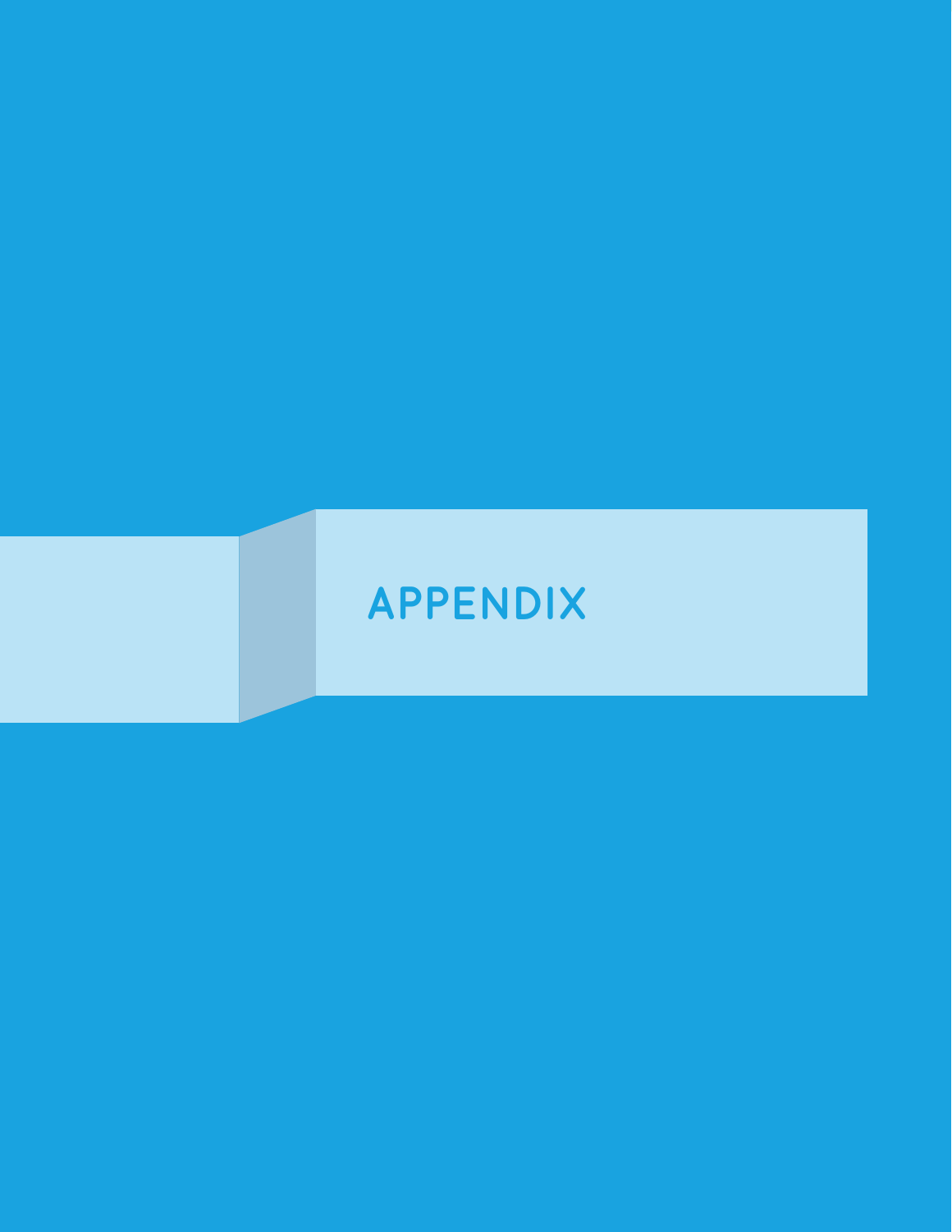# APPENDIX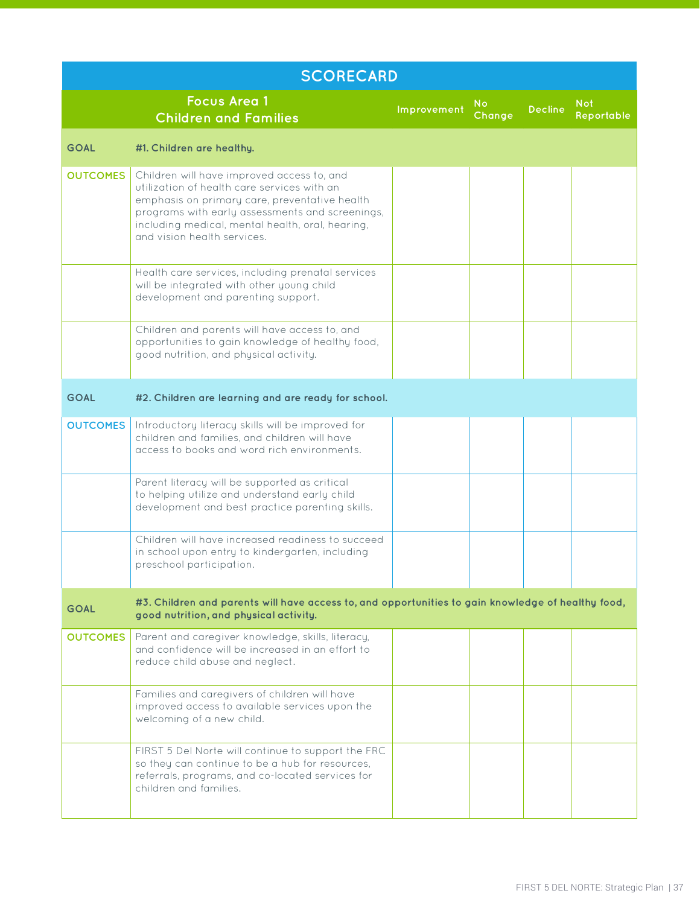## SCORECARD

| | Focus Area 1<br>Children and Families | Improvement | No Change | Decline | Not Reportable |
|---|---|---|---|---|---|
| **GOAL** | **#1. Children are healthy.** | | | | |
| **OUTCOMES** | Children will have improved access to, and utilization of health care services with an emphasis on primary care, preventative health programs with early assessments and screenings, including medical, mental health, oral, hearing, and vision health services. | | | | |
| | Health care services, including prenatal services will be integrated with other young child development and parenting support. | | | | |
| | Children and parents will have access to, and opportunities to gain knowledge of healthy food, good nutrition, and physical activity. | | | | |
| **GOAL** | **#2. Children are learning and are ready for school.** | | | | |
| **OUTCOMES** | Introductory literacy skills will be improved for children and families, and children will have access to books and word rich environments. | | | | |
| | Parent literacy will be supported as critical to helping utilize and understand early child development and best practice parenting skills. | | | | |
| | Children will have increased readiness to succeed in school upon entry to kindergarten, including preschool participation. | | | | |
| **GOAL** | **#3. Children and parents will have access to, and opportunities to gain knowledge of healthy food, good nutrition, and physical activity.** | | | | |
| **OUTCOMES** | Parent and caregiver knowledge, skills, literacy, and confidence will be increased in an effort to reduce child abuse and neglect. | | | | |
| | Families and caregivers of children will have improved access to available services upon the welcoming of a new child. | | | | |
| | FIRST 5 Del Norte will continue to support the FRC so they can continue to be a hub for resources, referrals, programs, and co-located services for children and families. | | | | |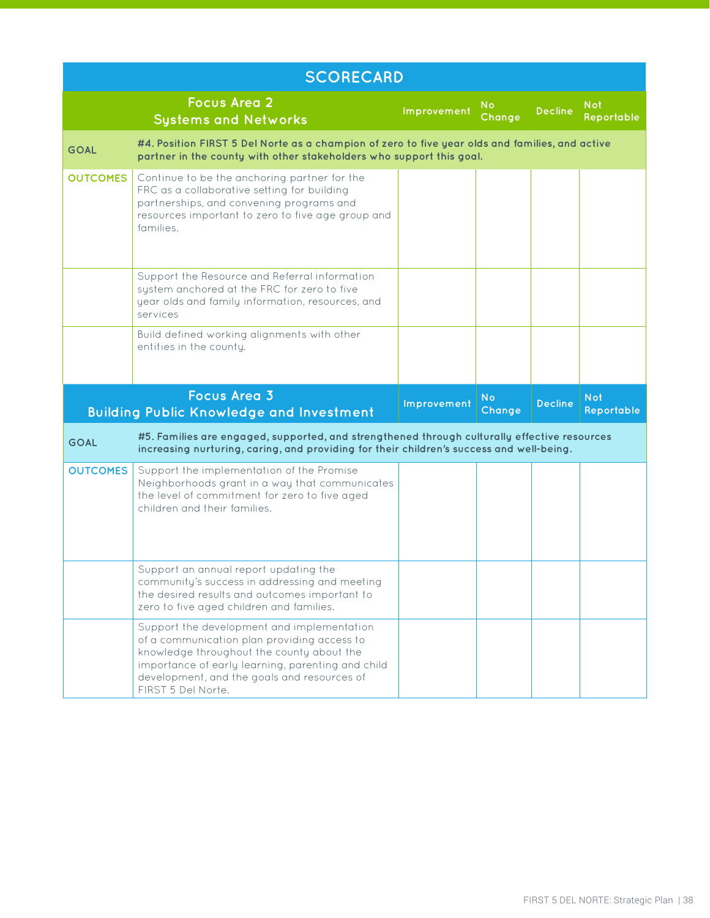# SCORECARD

| Focus Area 2<br>Systems and Networks | | Improvement | No Change | Decline | Not Reportable |
|---|---|---|---|---|---|
| **GOAL** | **#4. Position FIRST 5 Del Norte as a champion of zero to five year olds and families, and active partner in the county with other stakeholders who support this goal.** | | | | |
| **OUTCOMES** | Continue to be the anchoring partner for the FRC as a collaborative setting for building partnerships, and convening programs and resources important to zero to five age group and families. | | | | |
| | Support the Resource and Referral information system anchored at the FRC for zero to five year olds and family information, resources, and services | | | | |
| | Build defined working alignments with other entities in the county. | | | | |

| Focus Area 3<br>Building Public Knowledge and Investment | | Improvement | No Change | Decline | Not Reportable |
|---|---|---|---|---|---|
| **GOAL** | **#5. Families are engaged, supported, and strengthened through culturally effective resources increasing nurturing, caring, and providing for their children's success and well-being.** | | | | |
| **OUTCOMES** | Support the implementation of the Promise Neighborhoods grant in a way that communicates the level of commitment for zero to five aged children and their families. | | | | |
| | Support an annual report updating the community's success in addressing and meeting the desired results and outcomes important to zero to five aged children and families. | | | | |
| | Support the development and implementation of a communication plan providing access to knowledge throughout the county about the importance of early learning, parenting and child development, and the goals and resources of FIRST 5 Del Norte. | | | | |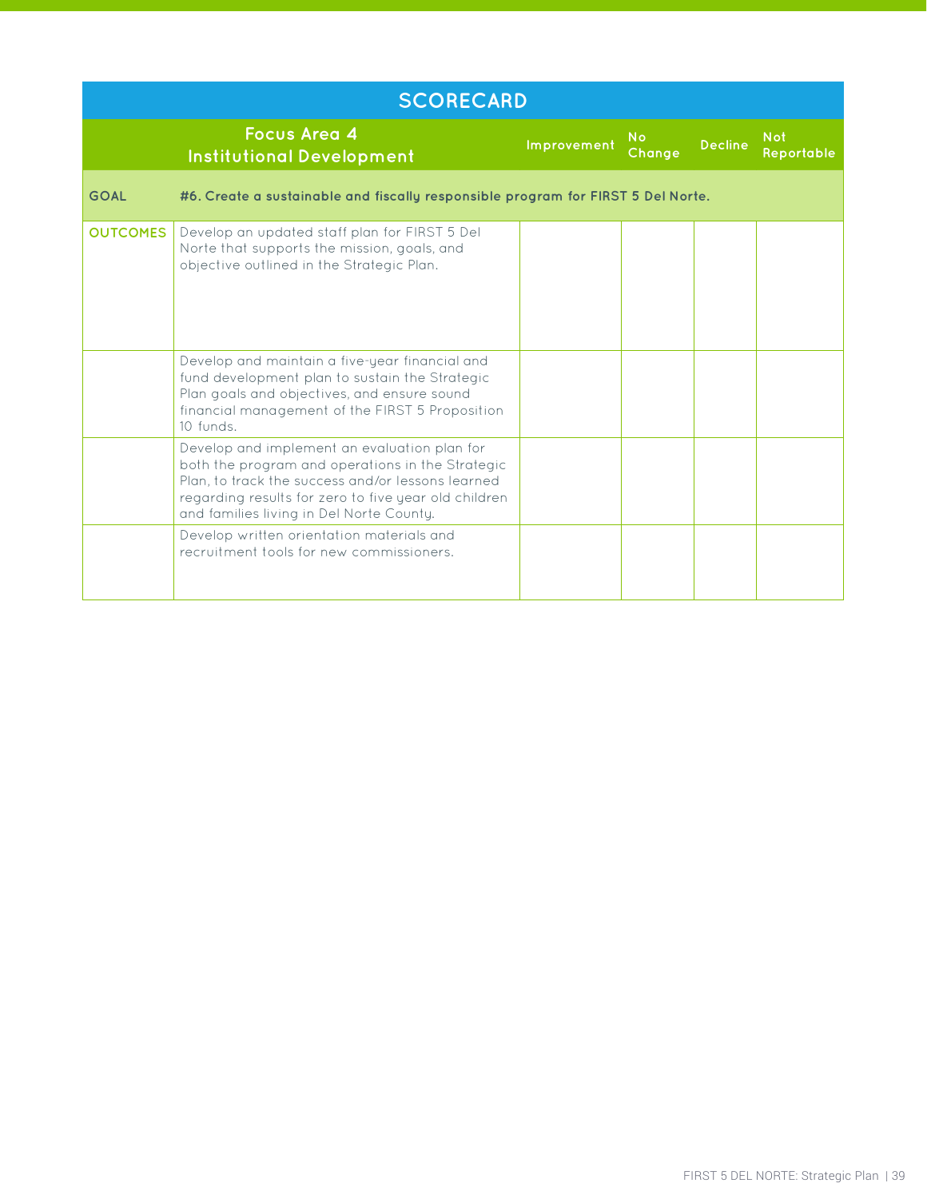## SCORECARD

| | Focus Area 4 Institutional Development | Improvement | No Change | Decline | Not Reportable |
|---|---|---|---|---|---|
| **GOAL** | **#6. Create a sustainable and fiscally responsible program for FIRST 5 Del Norte.** | | | | |
| **OUTCOMES** | Develop an updated staff plan for FIRST 5 Del Norte that supports the mission, goals, and objective outlined in the Strategic Plan. | | | | |
| | Develop and maintain a five-year financial and fund development plan to sustain the Strategic Plan goals and objectives, and ensure sound financial management of the FIRST 5 Proposition 10 funds. | | | | |
| | Develop and implement an evaluation plan for both the program and operations in the Strategic Plan, to track the success and/or lessons learned regarding results for zero to five year old children and families living in Del Norte County. | | | | |
| | Develop written orientation materials and recruitment tools for new commissioners. | | | | |